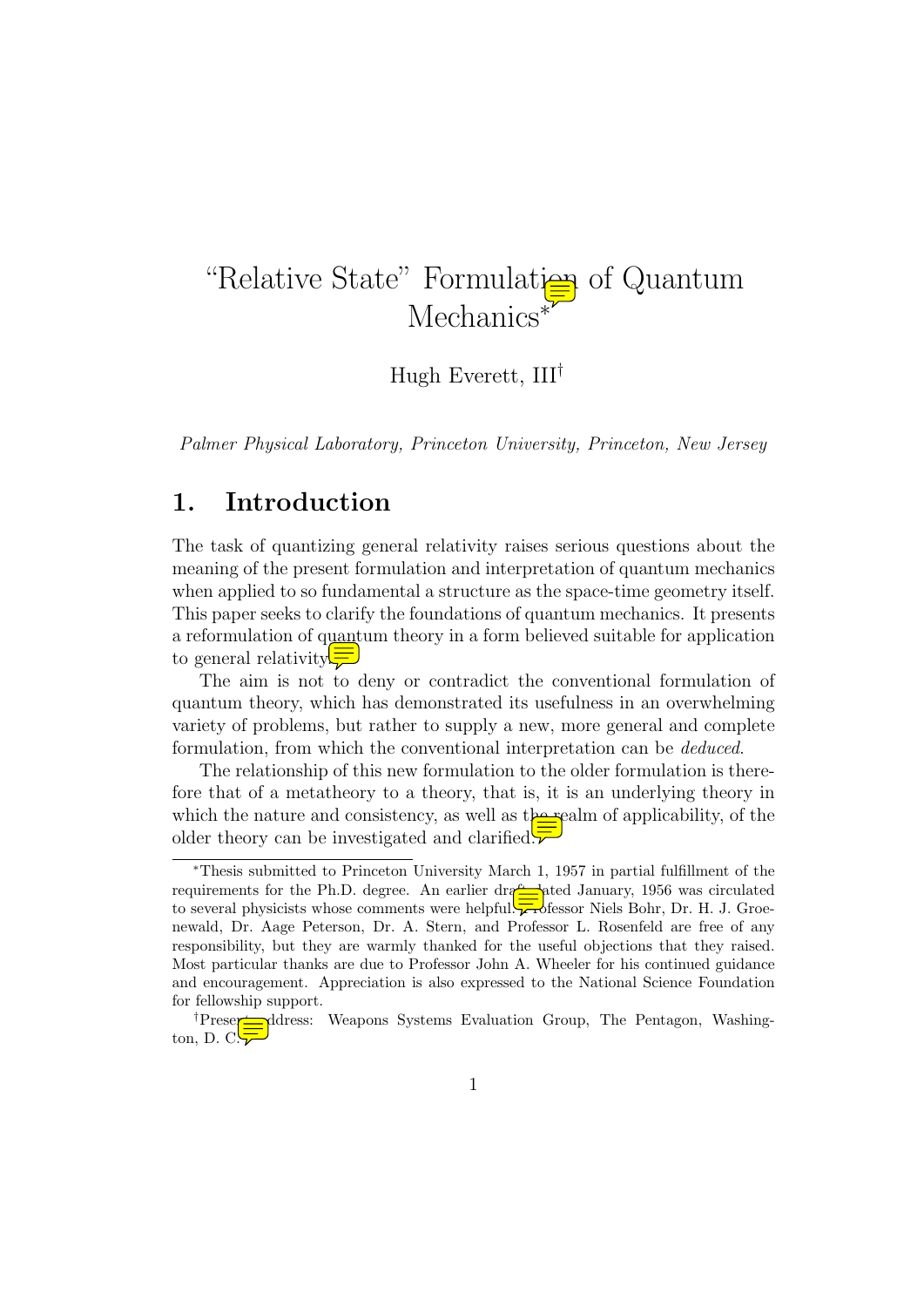# "Relative State" Formulation of Quantum Mechanics*

Hugh Everett, III†

*Palmer Physical Laboratory, Princeton University, Princeton, New Jersey*

## 1. Introduction

The task of quantizing general relativity raises serious questions about the meaning of the present formulation and interpretation of quantum mechanics when applied to so fundamental a structure as the space-time geometry itself. This paper seeks to clarify the foundations of quantum mechanics. It presents a reformulation of quantum theory in a form believed suitable for application to general relativity.

The aim is not to deny or contradict the conventional formulation of quantum theory, which has demonstrated its usefulness in an overwhelming variety of problems, but rather to supply a new, more general and complete formulation, from which the conventional interpretation can be *deduced*.

The relationship of this new formulation to the older formulation is therefore that of a metatheory to a theory, that is, it is an underlying theory in which the nature and consistency, as well as the realm of applicability, of the older theory can be investigated and clarified.

---

*Thesis submitted to Princeton University March 1, 1957 in partial fulfillment of the requirements for the Ph.D. degree. An earlier draft dated January, 1956 was circulated to several physicists whose comments were helpful. Professor Niels Bohr, Dr. H. J. Groenewald, Dr. Aage Peterson, Dr. A. Stern, and Professor L. Rosenfeld are free of any responsibility, but they are warmly thanked for the useful objections that they raised. Most particular thanks are due to Professor John A. Wheeler for his continued guidance and encouragement. Appreciation is also expressed to the National Science Foundation for fellowship support.

†Present address: Weapons Systems Evaluation Group, The Pentagon, Washington, D. C.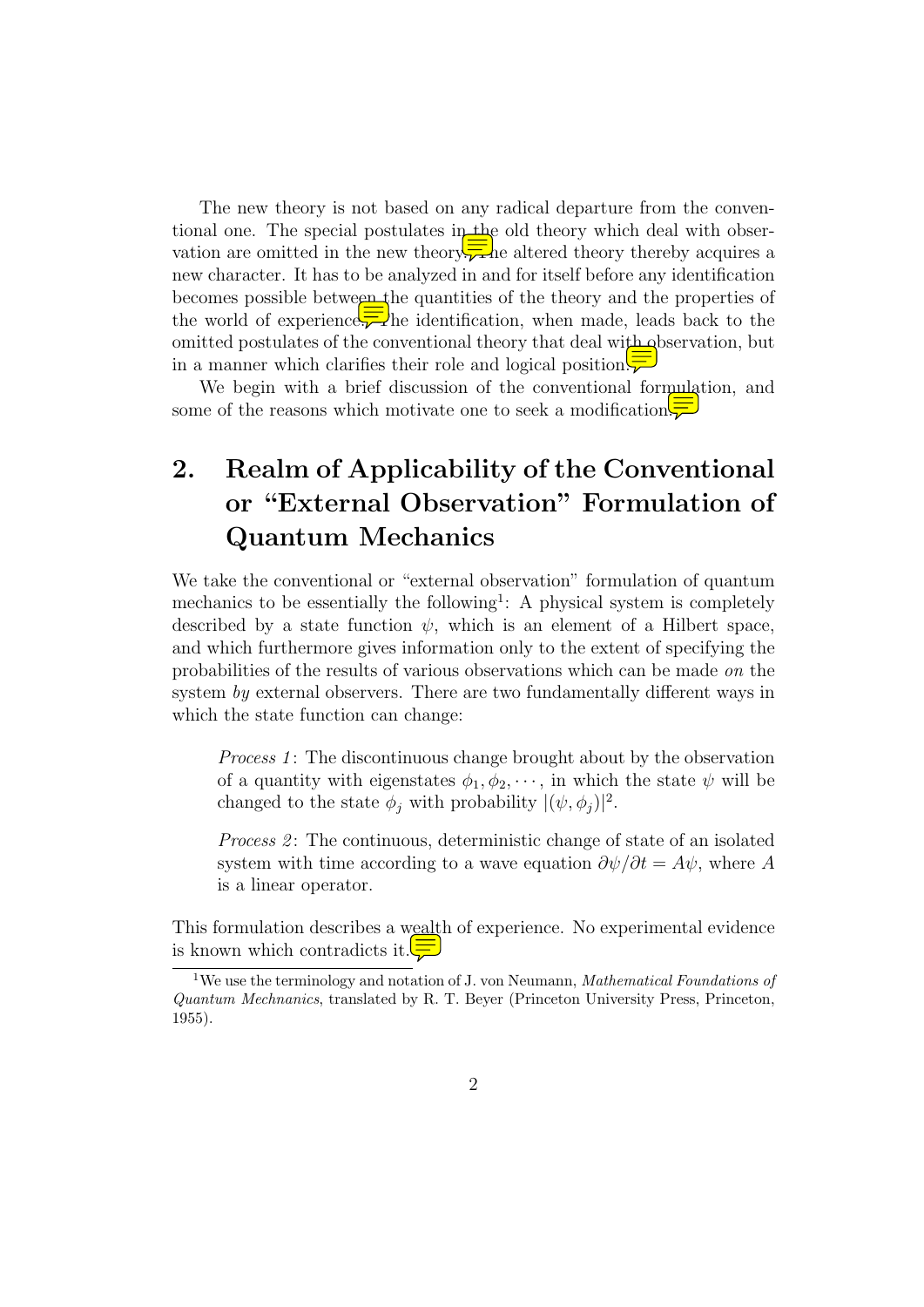The new theory is not based on any radical departure from the conventional one. The special postulates in the old theory which deal with observation are omitted in the new theory. The altered theory thereby acquires a new character. It has to be analyzed in and for itself before any identification becomes possible between the quantities of the theory and the properties of the world of experience. The identification, when made, leads back to the omitted postulates of the conventional theory that deal with observation, but in a manner which clarifies their role and logical position.

We begin with a brief discussion of the conventional formulation, and some of the reasons which motivate one to seek a modification.

## 2. Realm of Applicability of the Conventional or "External Observation" Formulation of Quantum Mechanics

We take the conventional or "external observation" formulation of quantum mechanics to be essentially the following[1]: A physical system is completely described by a state function $\psi$, which is an element of a Hilbert space, and which furthermore gives information only to the extent of specifying the probabilities of the results of various observations which can be made *on* the system *by* external observers. There are two fundamentally different ways in which the state function can change:

> *Process 1*: The discontinuous change brought about by the observation of a quantity with eigenstates $\phi_1, \phi_2, \cdots$, in which the state $\psi$ will be changed to the state $\phi_j$ with probability $|(\psi, \phi_j)|^2$.
>
> *Process 2*: The continuous, deterministic change of state of an isolated system with time according to a wave equation $\partial\psi/\partial t = A\psi$, where $A$ is a linear operator.

This formulation describes a wealth of experience. No experimental evidence is known which contradicts it.

[1] We use the terminology and notation of J. von Neumann, *Mathematical Foundations of Quantum Mechnanics*, translated by R. T. Beyer (Princeton University Press, Princeton, 1955).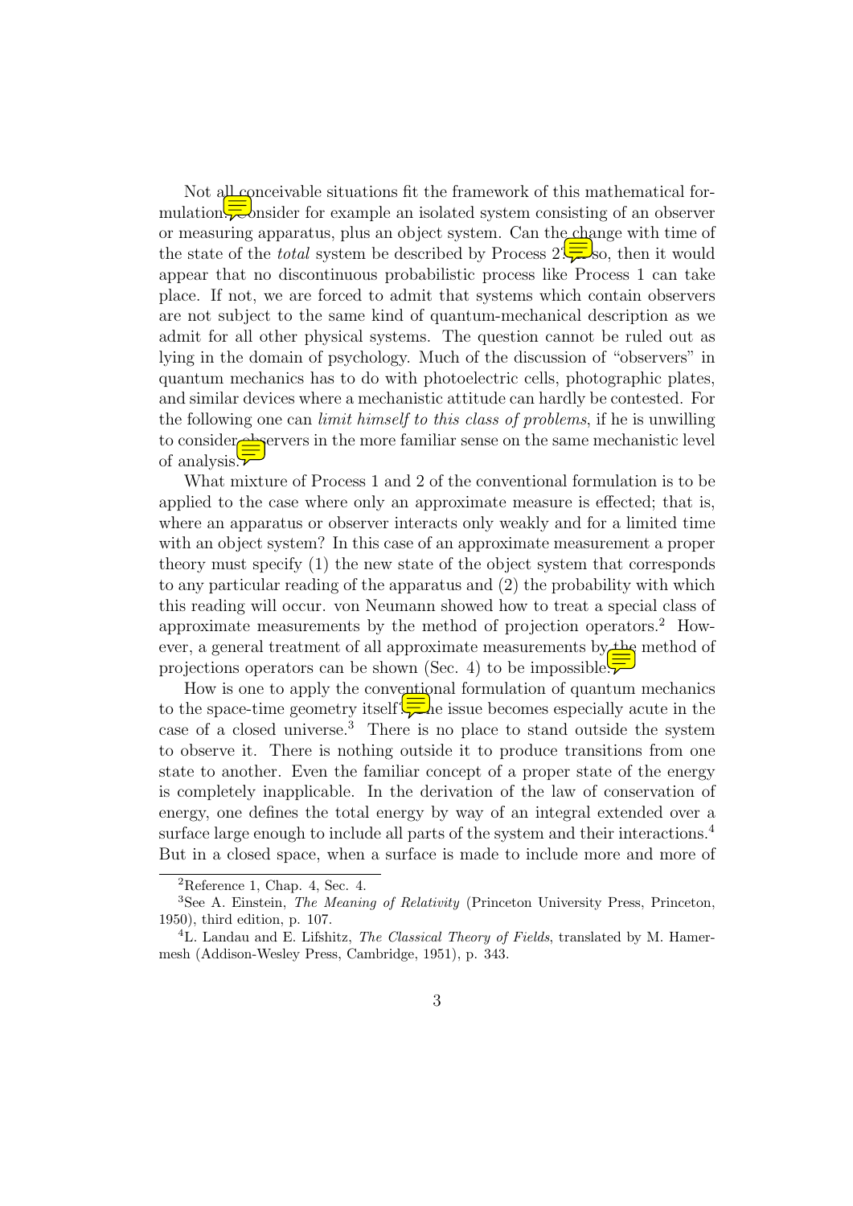Not all conceivable situations fit the framework of this mathematical formulation. Consider for example an isolated system consisting of an observer or measuring apparatus, plus an object system. Can the change with time of the state of the *total* system be described by Process 2? If so, then it would appear that no discontinuous probabilistic process like Process 1 can take place. If not, we are forced to admit that systems which contain observers are not subject to the same kind of quantum-mechanical description as we admit for all other physical systems. The question cannot be ruled out as lying in the domain of psychology. Much of the discussion of "observers" in quantum mechanics has to do with photoelectric cells, photographic plates, and similar devices where a mechanistic attitude can hardly be contested. For the following one can *limit himself to this class of problems*, if he is unwilling to consider observers in the more familiar sense on the same mechanistic level of analysis.

What mixture of Process 1 and 2 of the conventional formulation is to be applied to the case where only an approximate measure is effected; that is, where an apparatus or observer interacts only weakly and for a limited time with an object system? In this case of an approximate measurement a proper theory must specify (1) the new state of the object system that corresponds to any particular reading of the apparatus and (2) the probability with which this reading will occur. von Neumann showed how to treat a special class of approximate measurements by the method of projection operators.[2] However, a general treatment of all approximate measurements by the method of projections operators can be shown (Sec. 4) to be impossible.

How is one to apply the conventional formulation of quantum mechanics to the space-time geometry itself? The issue becomes especially acute in the case of a closed universe.[3] There is no place to stand outside the system to observe it. There is nothing outside it to produce transitions from one state to another. Even the familiar concept of a proper state of the energy is completely inapplicable. In the derivation of the law of conservation of energy, one defines the total energy by way of an integral extended over a surface large enough to include all parts of the system and their interactions.[4] But in a closed space, when a surface is made to include more and more of

---

[2] Reference 1, Chap. 4, Sec. 4.

[3] See A. Einstein, *The Meaning of Relativity* (Princeton University Press, Princeton, 1950), third edition, p. 107.

[4] L. Landau and E. Lifshitz, *The Classical Theory of Fields*, translated by M. Hamermesh (Addison-Wesley Press, Cambridge, 1951), p. 343.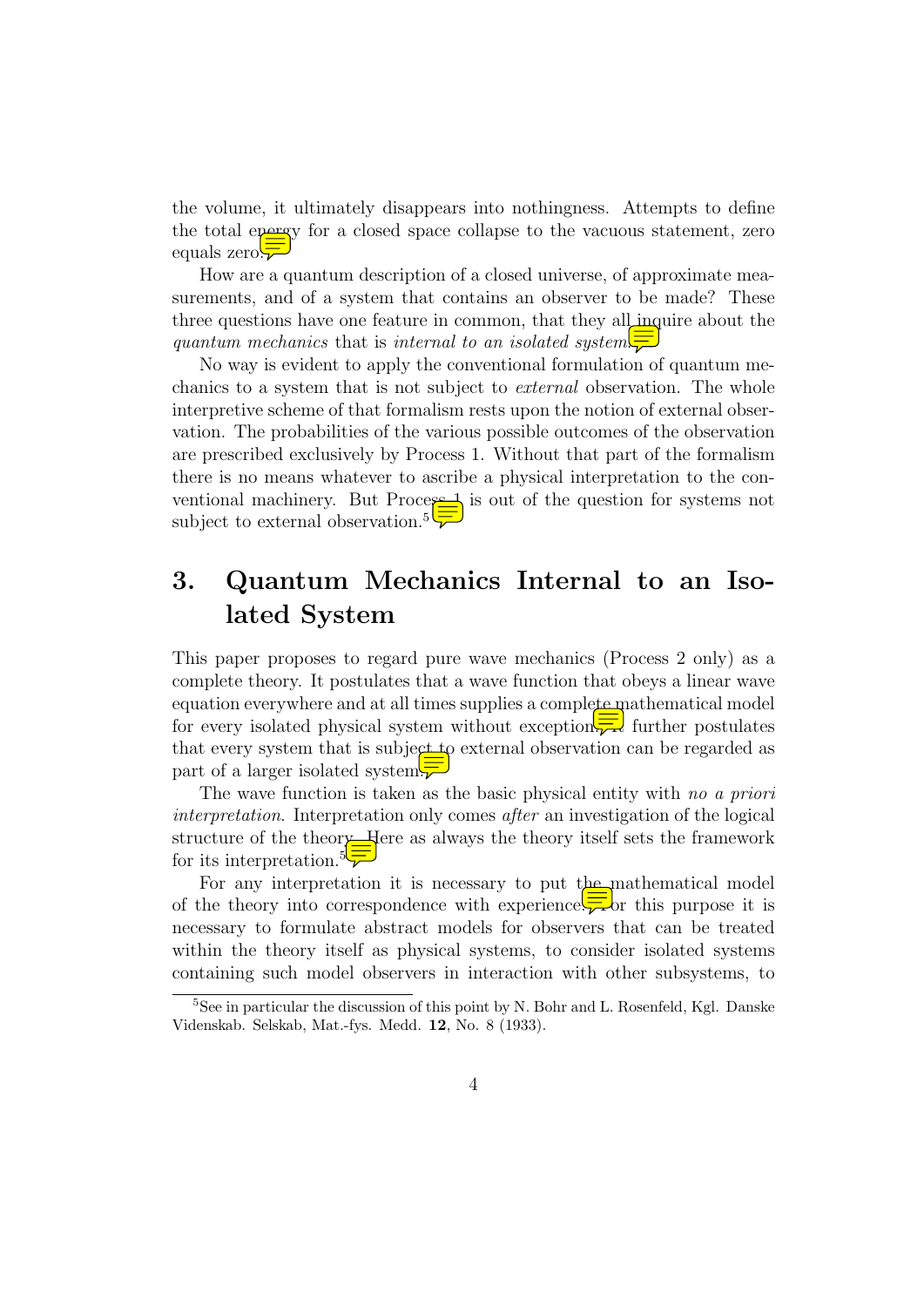the volume, it ultimately disappears into nothingness. Attempts to define the total energy for a closed space collapse to the vacuous statement, zero equals zero.

How are a quantum description of a closed universe, of approximate measurements, and of a system that contains an observer to be made? These three questions have one feature in common, that they all inquire about the *quantum mechanics* that is *internal to an isolated system*.

No way is evident to apply the conventional formulation of quantum mechanics to a system that is not subject to *external* observation. The whole interpretive scheme of that formalism rests upon the notion of external observation. The probabilities of the various possible outcomes of the observation are prescribed exclusively by Process 1. Without that part of the formalism there is no means whatever to ascribe a physical interpretation to the conventional machinery. But Process 1 is out of the question for systems not subject to external observation.[5]

# 3. Quantum Mechanics Internal to an Isolated System

This paper proposes to regard pure wave mechanics (Process 2 only) as a complete theory. It postulates that a wave function that obeys a linear wave equation everywhere and at all times supplies a complete mathematical model for every isolated physical system without exception. It further postulates that every system that is subject to external observation can be regarded as part of a larger isolated system.

The wave function is taken as the basic physical entity with *no a priori interpretation*. Interpretation only comes *after* an investigation of the logical structure of the theory. Here as always the theory itself sets the framework for its interpretation.[5]

For any interpretation it is necessary to put the mathematical model of the theory into correspondence with experience. For this purpose it is necessary to formulate abstract models for observers that can be treated within the theory itself as physical systems, to consider isolated systems containing such model observers in interaction with other subsystems, to

[5] See in particular the discussion of this point by N. Bohr and L. Rosenfeld, Kgl. Danske Videnskab. Selskab, Mat.-fys. Medd. **12**, No. 8 (1933).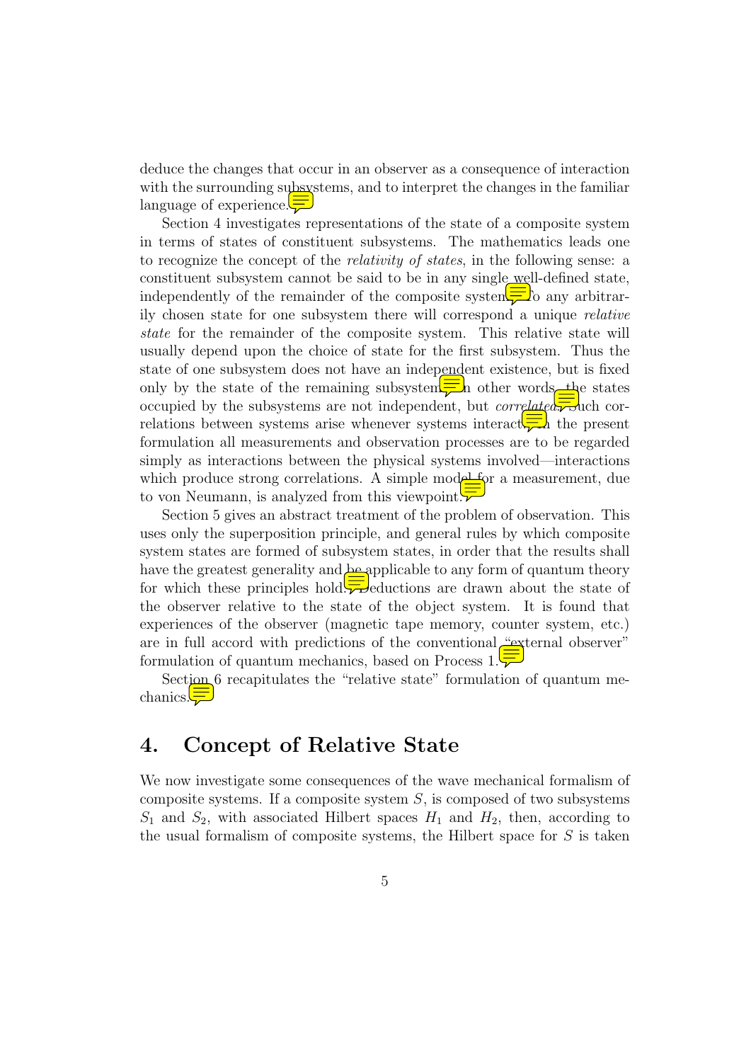deduce the changes that occur in an observer as a consequence of interaction with the surrounding subsystems, and to interpret the changes in the familiar language of experience.

Section 4 investigates representations of the state of a composite system in terms of states of constituent subsystems. The mathematics leads one to recognize the concept of the *relativity of states*, in the following sense: a constituent subsystem cannot be said to be in any single well-defined state, independently of the remainder of the composite system. To any arbitrarily chosen state for one subsystem there will correspond a unique *relative state* for the remainder of the composite system. This relative state will usually depend upon the choice of state for the first subsystem. Thus the state of one subsystem does not have an independent existence, but is fixed only by the state of the remaining subsystem. In other words, the states occupied by the subsystems are not independent, but *correlated*. Such correlations between systems arise whenever systems interact. In the present formulation all measurements and observation processes are to be regarded simply as interactions between the physical systems involved—interactions which produce strong correlations. A simple model for a measurement, due to von Neumann, is analyzed from this viewpoint.

Section 5 gives an abstract treatment of the problem of observation. This uses only the superposition principle, and general rules by which composite system states are formed of subsystem states, in order that the results shall have the greatest generality and be applicable to any form of quantum theory for which these principles hold. Deductions are drawn about the state of the observer relative to the state of the object system. It is found that experiences of the observer (magnetic tape memory, counter system, etc.) are in full accord with predictions of the conventional "external observer" formulation of quantum mechanics, based on Process 1.

Section 6 recapitulates the "relative state" formulation of quantum mechanics.

## 4. Concept of Relative State

We now investigate some consequences of the wave mechanical formalism of composite systems. If a composite system $S$, is composed of two subsystems $S_1$ and $S_2$, with associated Hilbert spaces $H_1$ and $H_2$, then, according to the usual formalism of composite systems, the Hilbert space for $S$ is taken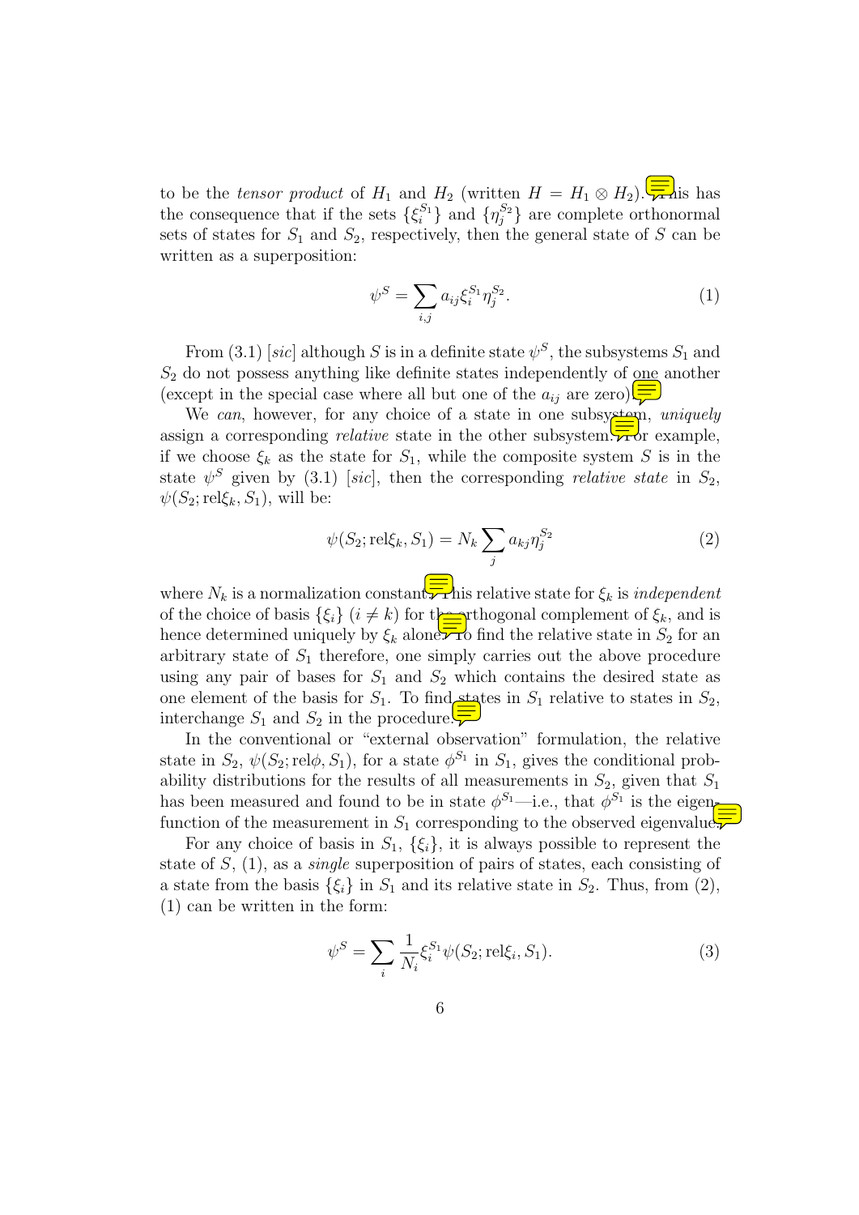to be the *tensor product* of $H_1$ and $H_2$ (written $H = H_1 \otimes H_2$). This has the consequence that if the sets $\{\xi_i^{S_1}\}$ and $\{\eta_j^{S_2}\}$ are complete orthonormal sets of states for $S_1$ and $S_2$, respectively, then the general state of $S$ can be written as a superposition:

$$\psi^S = \sum_{i,j} a_{ij} \xi_i^{S_1} \eta_j^{S_2}. \tag{1}$$

From (3.1) [*sic*] although $S$ is in a definite state $\psi^S$, the subsystems $S_1$ and $S_2$ do not possess anything like definite states independently of one another (except in the special case where all but one of the $a_{ij}$ are zero).

We *can*, however, for any choice of a state in one subsystem, *uniquely* assign a corresponding *relative* state in the other subsystem. For example, if we choose $\xi_k$ as the state for $S_1$, while the composite system $S$ is in the state $\psi^S$ given by (3.1) [*sic*], then the corresponding *relative state* in $S_2$, $\psi(S_2; \text{rel}\xi_k, S_1)$, will be:

$$\psi(S_2; \text{rel}\xi_k, S_1) = N_k \sum_j a_{kj} \eta_j^{S_2} \tag{2}$$

where $N_k$ is a normalization constant. This relative state for $\xi_k$ is *independent* of the choice of basis $\{\xi_i\}$ $(i \neq k)$ for the orthogonal complement of $\xi_k$, and is hence determined uniquely by $\xi_k$ alone. To find the relative state in $S_2$ for an arbitrary state of $S_1$ therefore, one simply carries out the above procedure using any pair of bases for $S_1$ and $S_2$ which contains the desired state as one element of the basis for $S_1$. To find states in $S_1$ relative to states in $S_2$, interchange $S_1$ and $S_2$ in the procedure.

In the conventional or "external observation" formulation, the relative state in $S_2$, $\psi(S_2; \text{rel}\phi, S_1)$, for a state $\phi^{S_1}$ in $S_1$, gives the conditional probability distributions for the results of all measurements in $S_2$, given that $S_1$ has been measured and found to be in state $\phi^{S_1}$—i.e., that $\phi^{S_1}$ is the eigenfunction of the measurement in $S_1$ corresponding to the observed eigenvalue.

For any choice of basis in $S_1$, $\{\xi_i\}$, it is always possible to represent the state of $S$, (1), as a *single* superposition of pairs of states, each consisting of a state from the basis $\{\xi_i\}$ in $S_1$ and its relative state in $S_2$. Thus, from (2), (1) can be written in the form:

$$\psi^S = \sum_i \frac{1}{N_i} \xi_i^{S_1} \psi(S_2; \text{rel}\xi_i, S_1). \tag{3}$$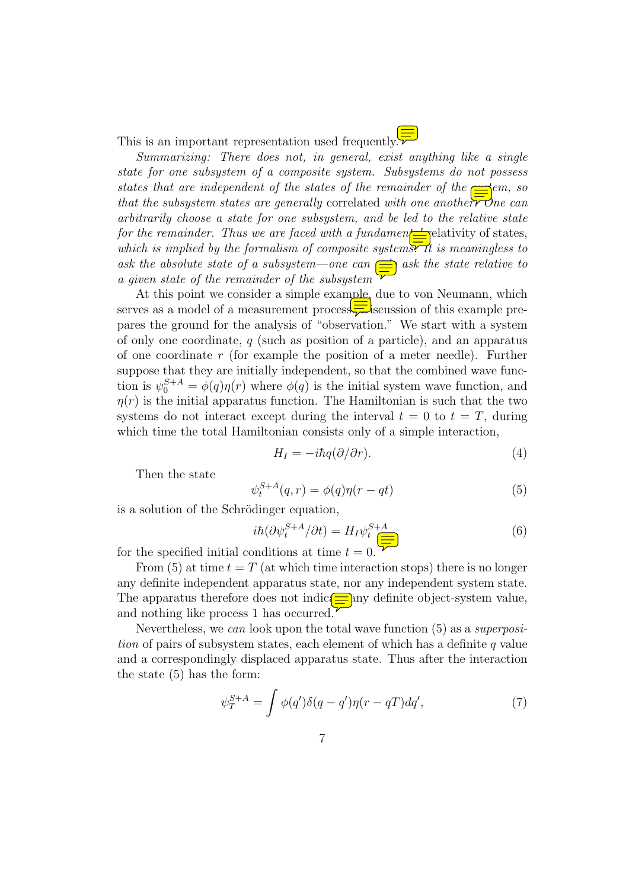This is an important representation used frequently.

*Summarizing: There does not, in general, exist anything like a single state for one subsystem of a composite system. Subsystems do not possess states that are independent of the states of the remainder of the system, so that the subsystem states are generally* correlated *with one another. One can arbitrarily choose a state for one subsystem, and be led to the relative state for the remainder. Thus we are faced with a fundamental* relativity of states, *which is implied by the formalism of composite systems. It is meaningless to ask the absolute state of a subsystem—one can only ask the state relative to a given state of the remainder of the subsystem.*

At this point we consider a simple example, due to von Neumann, which serves as a model of a measurement process. Discussion of this example prepares the ground for the analysis of "observation." We start with a system of only one coordinate, $q$ (such as position of a particle), and an apparatus of one coordinate $r$ (for example the position of a meter needle). Further suppose that they are initially independent, so that the combined wave function is $\psi_0^{S+A} = \phi(q)\eta(r)$ where $\phi(q)$ is the initial system wave function, and $\eta(r)$ is the initial apparatus function. The Hamiltonian is such that the two systems do not interact except during the interval $t = 0$ to $t = T$, during which time the total Hamiltonian consists only of a simple interaction,

$$H_I = -i\hbar q(\partial/\partial r). \tag{4}$$

Then the state

$$\psi_t^{S+A}(q,r) = \phi(q)\eta(r - qt) \tag{5}$$

is a solution of the Schrödinger equation,

$$i\hbar(\partial\psi_t^{S+A}/\partial t) = H_I\psi_t^{S+A} \tag{6}$$

for the specified initial conditions at time $t = 0$.

From (5) at time $t = T$ (at which time interaction stops) there is no longer any definite independent apparatus state, nor any independent system state. The apparatus therefore does not indicate any definite object-system value, and nothing like process 1 has occurred.

Nevertheless, we *can* look upon the total wave function (5) as a *superposition* of pairs of subsystem states, each element of which has a definite $q$ value and a correspondingly displaced apparatus state. Thus after the interaction the state (5) has the form:

$$\psi_T^{S+A} = \int \phi(q')\delta(q - q')\eta(r - qT)dq', \tag{7}$$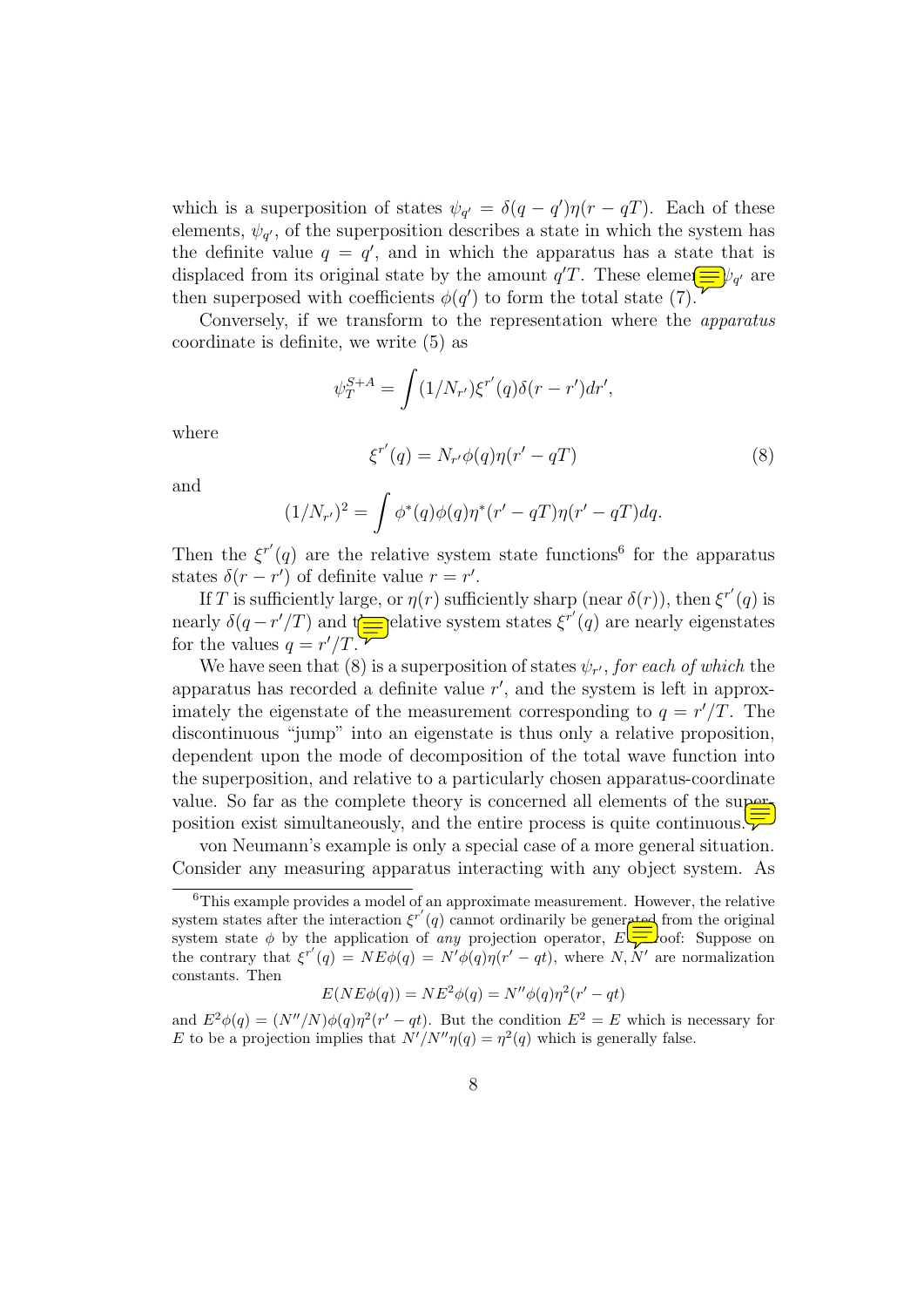which is a superposition of states $\psi_{q'} = \delta(q - q')\eta(r - qT)$. Each of these elements, $\psi_{q'}$, of the superposition describes a state in which the system has the definite value $q = q'$, and in which the apparatus has a state that is displaced from its original state by the amount $q'T$. These elements $\psi_{q'}$ are then superposed with coefficients $\phi(q')$ to form the total state (7).

Conversely, if we transform to the representation where the *apparatus* coordinate is definite, we write (5) as

$$\psi_T^{S+A} = \int (1/N_{r'})\xi^{r'}(q)\delta(r - r')dr',$$

where

$$\xi^{r'}(q) = N_{r'}\phi(q)\eta(r' - qT) \tag{8}$$

and

$$(1/N_{r'})^2 = \int \phi^*(q)\phi(q)\eta^*(r' - qT)\eta(r' - qT)dq.$$

Then the $\xi^{r'}(q)$ are the relative system state functions[6] for the apparatus states $\delta(r - r')$ of definite value $r = r'$.

If $T$ is sufficiently large, or $\eta(r)$ sufficiently sharp (near $\delta(r)$), then $\xi^{r'}(q)$ is nearly $\delta(q - r'/T)$ and the relative system states $\xi^{r'}(q)$ are nearly eigenstates for the values $q = r'/T$.

We have seen that (8) is a superposition of states $\psi_{r'}$, *for each of which* the apparatus has recorded a definite value $r'$, and the system is left in approximately the eigenstate of the measurement corresponding to $q = r'/T$. The discontinuous "jump" into an eigenstate is thus only a relative proposition, dependent upon the mode of decomposition of the total wave function into the superposition, and relative to a particularly chosen apparatus-coordinate value. So far as the complete theory is concerned all elements of the superposition exist simultaneously, and the entire process is quite continuous.

von Neumann's example is only a special case of a more general situation. Consider any measuring apparatus interacting with any object system. As

---

[6]This example provides a model of an approximate measurement. However, the relative system states after the interaction $\xi^{r'}(q)$ cannot ordinarily be generated from the original system state $\phi$ by the application of *any* projection operator, $E$. Proof: Suppose on the contrary that $\xi^{r'}(q) = NE\phi(q) = N'\phi(q)\eta(r' - qt)$, where $N, N'$ are normalization constants. Then

$$E(NE\phi(q)) = NE^2\phi(q) = N''\phi(q)\eta^2(r' - qt)$$

and $E^2\phi(q) = (N''/N)\phi(q)\eta^2(r' - qt)$. But the condition $E^2 = E$ which is necessary for $E$ to be a projection implies that $N'/N''\eta(q) = \eta^2(q)$ which is generally false.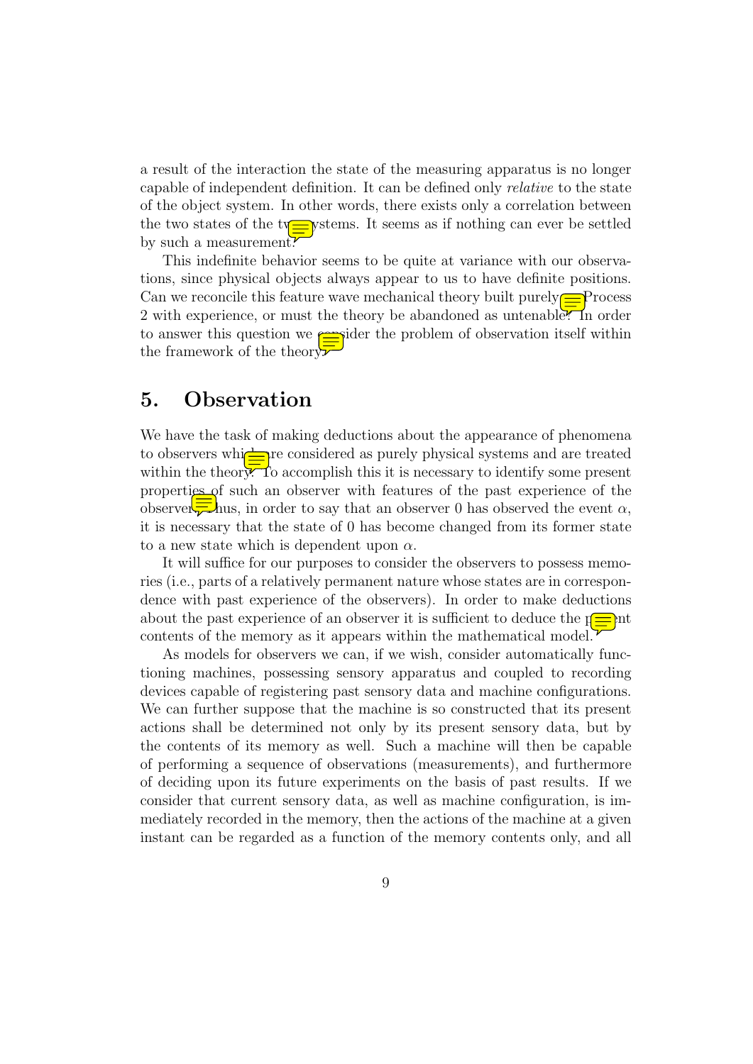a result of the interaction the state of the measuring apparatus is no longer capable of independent definition. It can be defined only *relative* to the state of the object system. In other words, there exists only a correlation between the two states of the two systems. It seems as if nothing can ever be settled by such a measurement.

This indefinite behavior seems to be quite at variance with our observations, since physical objects always appear to us to have definite positions. Can we reconcile this feature wave mechanical theory built purely on Process 2 with experience, or must the theory be abandoned as untenable? In order to answer this question we consider the problem of observation itself within the framework of the theory.

## 5. Observation

We have the task of making deductions about the appearance of phenomena to observers which are considered as purely physical systems and are treated within the theory. To accomplish this it is necessary to identify some present properties of such an observer with features of the past experience of the observer. Thus, in order to say that an observer 0 has observed the event $\alpha$, it is necessary that the state of 0 has become changed from its former state to a new state which is dependent upon $\alpha$.

It will suffice for our purposes to consider the observers to possess memories (i.e., parts of a relatively permanent nature whose states are in correspondence with past experience of the observers). In order to make deductions about the past experience of an observer it is sufficient to deduce the present contents of the memory as it appears within the mathematical model.

As models for observers we can, if we wish, consider automatically functioning machines, possessing sensory apparatus and coupled to recording devices capable of registering past sensory data and machine configurations. We can further suppose that the machine is so constructed that its present actions shall be determined not only by its present sensory data, but by the contents of its memory as well. Such a machine will then be capable of performing a sequence of observations (measurements), and furthermore of deciding upon its future experiments on the basis of past results. If we consider that current sensory data, as well as machine configuration, is immediately recorded in the memory, then the actions of the machine at a given instant can be regarded as a function of the memory contents only, and all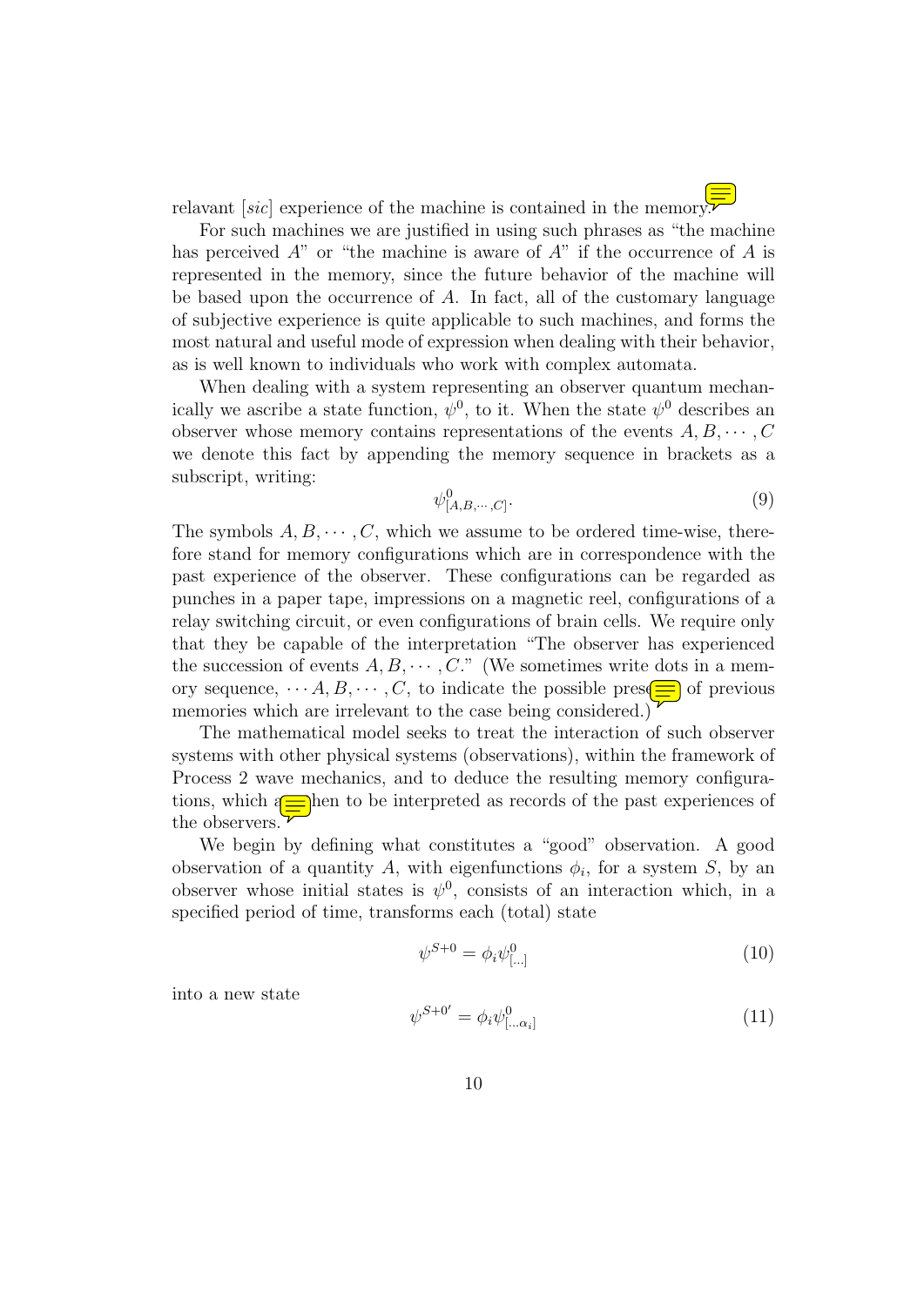relavant [*sic*] experience of the machine is contained in the memory.

For such machines we are justified in using such phrases as "the machine has perceived $A$" or "the machine is aware of $A$" if the occurrence of $A$ is represented in the memory, since the future behavior of the machine will be based upon the occurrence of $A$. In fact, all of the customary language of subjective experience is quite applicable to such machines, and forms the most natural and useful mode of expression when dealing with their behavior, as is well known to individuals who work with complex automata.

When dealing with a system representing an observer quantum mechanically we ascribe a state function, $\psi^0$, to it. When the state $\psi^0$ describes an observer whose memory contains representations of the events $A, B, \cdots, C$ we denote this fact by appending the memory sequence in brackets as a subscript, writing:

$$\psi^0_{[A,B,\cdots,C]}. \tag{9}$$

The symbols $A, B, \cdots, C$, which we assume to be ordered time-wise, therefore stand for memory configurations which are in correspondence with the past experience of the observer. These configurations can be regarded as punches in a paper tape, impressions on a magnetic reel, configurations of a relay switching circuit, or even configurations of brain cells. We require only that they be capable of the interpretation "The observer has experienced the succession of events $A, B, \cdots, C$." (We sometimes write dots in a memory sequence, $\cdots A, B, \cdots, C$, to indicate the possible presence of previous memories which are irrelevant to the case being considered.)

The mathematical model seeks to treat the interaction of such observer systems with other physical systems (observations), within the framework of Process 2 wave mechanics, and to deduce the resulting memory configurations, which are then to be interpreted as records of the past experiences of the observers.

We begin by defining what constitutes a "good" observation. A good observation of a quantity $A$, with eigenfunctions $\phi_i$, for a system $S$, by an observer whose initial states is $\psi^0$, consists of an interaction which, in a specified period of time, transforms each (total) state

$$\psi^{S+0} = \phi_i \psi^0_{[\ldots]} \tag{10}$$

into a new state

$$\psi^{S+0'} = \phi_i \psi^0_{[\ldots\alpha_i]} \tag{11}$$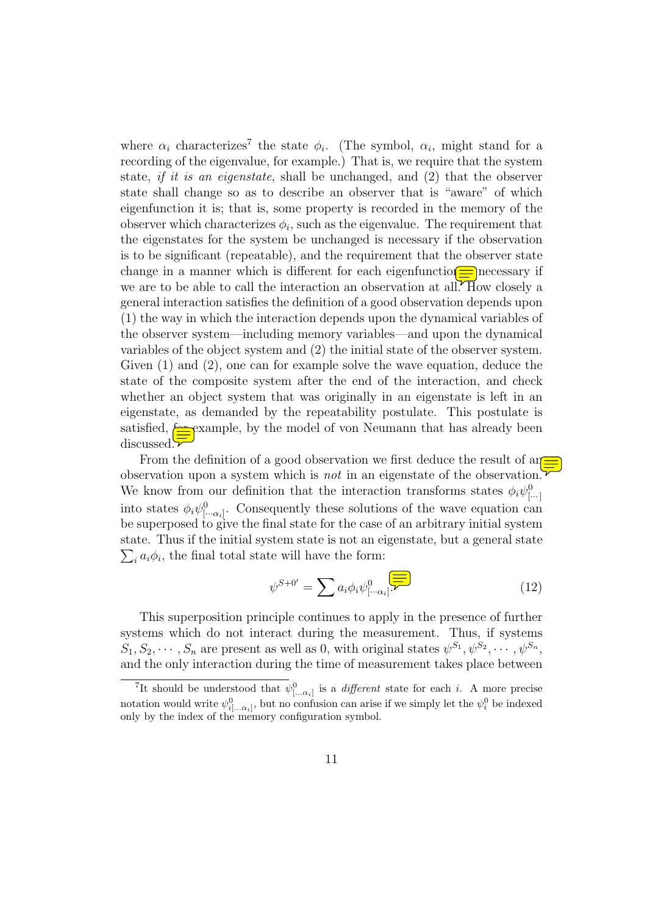where $\alpha_i$ characterizes[7] the state $\phi_i$. (The symbol, $\alpha_i$, might stand for a recording of the eigenvalue, for example.) That is, we require that the system state, *if it is an eigenstate*, shall be unchanged, and (2) that the observer state shall change so as to describe an observer that is "aware" of which eigenfunction it is; that is, some property is recorded in the memory of the observer which characterizes $\phi_i$, such as the eigenvalue. The requirement that the eigenstates for the system be unchanged is necessary if the observation is to be significant (repeatable), and the requirement that the observer state change in a manner which is different for each eigenfunction is necessary if we are to be able to call the interaction an observation at all. How closely a general interaction satisfies the definition of a good observation depends upon (1) the way in which the interaction depends upon the dynamical variables of the observer system—including memory variables—and upon the dynamical variables of the object system and (2) the initial state of the observer system. Given (1) and (2), one can for example solve the wave equation, deduce the state of the composite system after the end of the interaction, and check whether an object system that was originally in an eigenstate is left in an eigenstate, as demanded by the repeatability postulate. This postulate is satisfied, for example, by the model of von Neumann that has already been discussed.

From the definition of a good observation we first deduce the result of an observation upon a system which is *not* in an eigenstate of the observation. We know from our definition that the interaction transforms states $\phi_i \psi^0_{[\cdots]}$ into states $\phi_i \psi^0_{[\cdots\alpha_i]}$. Consequently these solutions of the wave equation can be superposed to give the final state for the case of an arbitrary initial system state. Thus if the initial system state is not an eigenstate, but a general state $\sum_i a_i \phi_i$, the final total state will have the form:

$$\psi^{S+0'} = \sum a_i \phi_i \psi^0_{[\cdots\alpha_i]}. \tag{12}$$

This superposition principle continues to apply in the presence of further systems which do not interact during the measurement. Thus, if systems $S_1, S_2, \cdots, S_n$ are present as well as 0, with original states $\psi^{S_1}, \psi^{S_2}, \cdots, \psi^{S_n}$, and the only interaction during the time of measurement takes place between

[7] It should be understood that $\psi^0_{[\ldots\alpha_i]}$ is a *different* state for each $i$. A more precise notation would write $\psi^0_{i[\ldots\alpha_i]}$, but no confusion can arise if we simply let the $\psi^0_i$ be indexed only by the index of the memory configuration symbol.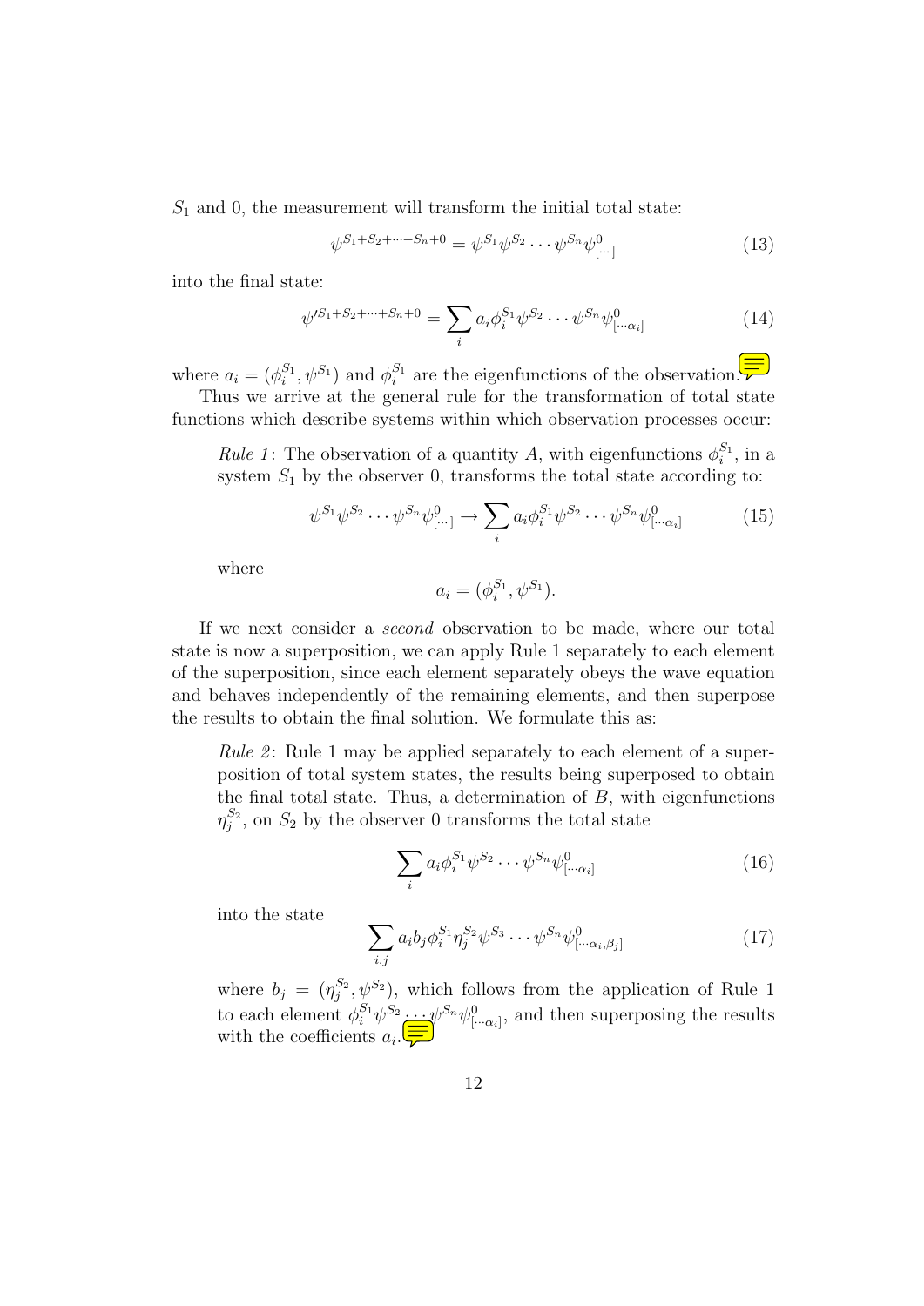$S_1$ and 0, the measurement will transform the initial total state:

$$\psi^{S_1+S_2+\cdots+S_n+0} = \psi^{S_1}\psi^{S_2}\cdots\psi^{S_n}\psi^{0}_{[\cdots]} \tag{13}$$

into the final state:

$$\psi'^{S_1+S_2+\cdots+S_n+0} = \sum_i a_i \phi_i^{S_1}\psi^{S_2}\cdots\psi^{S_n}\psi^{0}_{[\cdots\alpha_i]} \tag{14}$$

where $a_i = (\phi_i^{S_1}, \psi^{S_1})$ and $\phi_i^{S_1}$ are the eigenfunctions of the observation.

Thus we arrive at the general rule for the transformation of total state functions which describe systems within which observation processes occur:

> *Rule 1*: The observation of a quantity $A$, with eigenfunctions $\phi_i^{S_1}$, in a system $S_1$ by the observer 0, transforms the total state according to:
>
> $$\psi^{S_1}\psi^{S_2}\cdots\psi^{S_n}\psi^{0}_{[\cdots]} \rightarrow \sum_i a_i \phi_i^{S_1}\psi^{S_2}\cdots\psi^{S_n}\psi^{0}_{[\cdots\alpha_i]} \tag{15}$$
>
> where
>
> $$a_i = (\phi_i^{S_1}, \psi^{S_1}).$$

If we next consider a *second* observation to be made, where our total state is now a superposition, we can apply Rule 1 separately to each element of the superposition, since each element separately obeys the wave equation and behaves independently of the remaining elements, and then superpose the results to obtain the final solution. We formulate this as:

> *Rule 2*: Rule 1 may be applied separately to each element of a superposition of total system states, the results being superposed to obtain the final total state. Thus, a determination of $B$, with eigenfunctions $\eta_j^{S_2}$, on $S_2$ by the observer 0 transforms the total state
>
> $$\sum_i a_i \phi_i^{S_1}\psi^{S_2}\cdots\psi^{S_n}\psi^{0}_{[\cdots\alpha_i]} \tag{16}$$
>
> into the state
>
> $$\sum_{i,j} a_i b_j \phi_i^{S_1}\eta_j^{S_2}\psi^{S_3}\cdots\psi^{S_n}\psi^{0}_{[\cdots\alpha_i,\beta_j]} \tag{17}$$
>
> where $b_j = (\eta_j^{S_2}, \psi^{S_2})$, which follows from the application of Rule 1 to each element $\phi_i^{S_1}\psi^{S_2}\cdots\psi^{S_n}\psi^{0}_{[\cdots\alpha_i]}$, and then superposing the results with the coefficients $a_i$.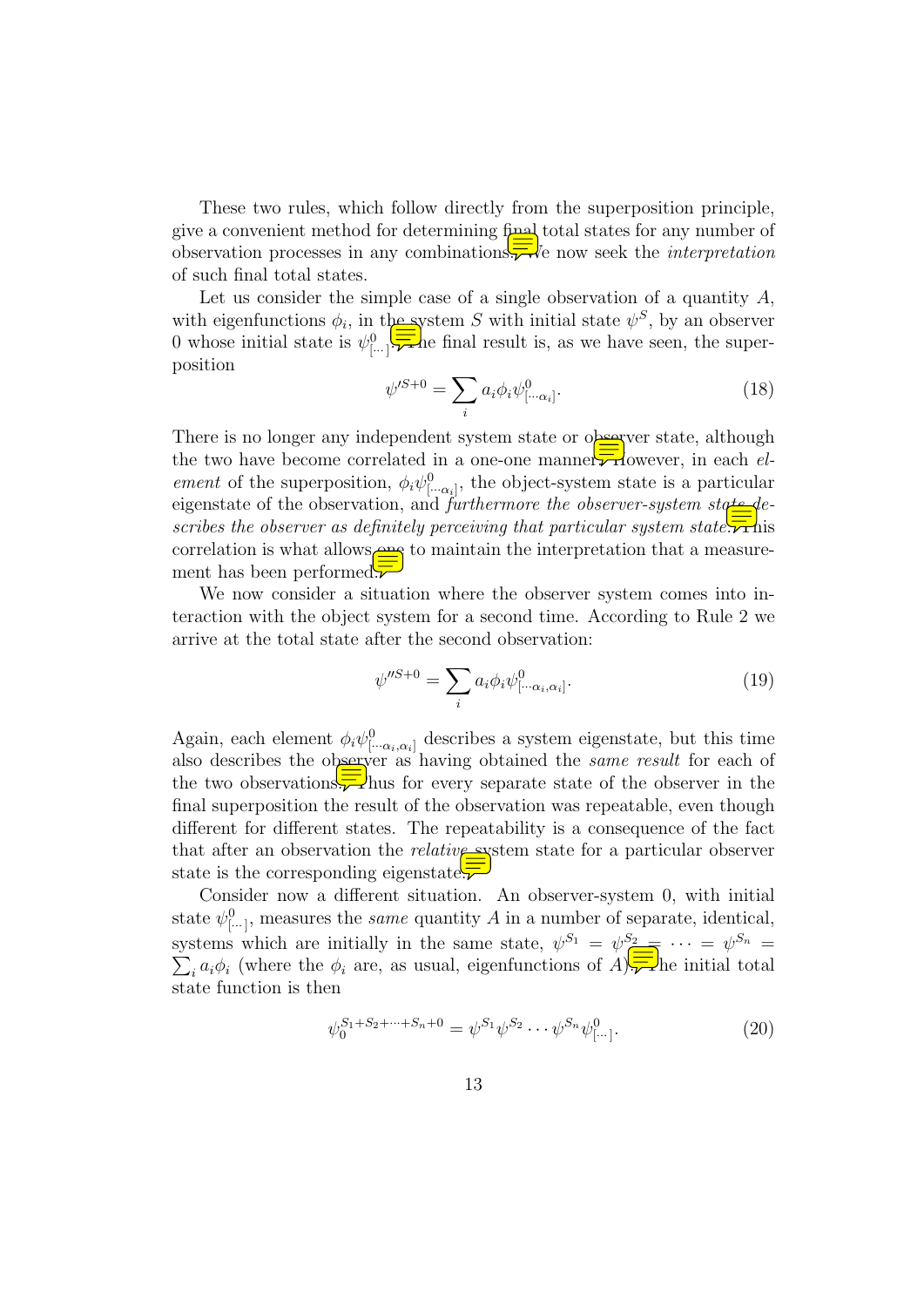These two rules, which follow directly from the superposition principle, give a convenient method for determining final total states for any number of observation processes in any combinations. We now seek the *interpretation* of such final total states.

Let us consider the simple case of a single observation of a quantity $A$, with eigenfunctions $\phi_i$, in the system $S$ with initial state $\psi^S$, by an observer 0 whose initial state is $\psi^0_{[\cdots]}$. The final result is, as we have seen, the superposition

$$\psi'^{S+0} = \sum_i a_i \phi_i \psi^0_{[\cdots\alpha_i]}. \tag{18}$$

There is no longer any independent system state or observer state, although the two have become correlated in a one-one manner. However, in each *element* of the superposition, $\phi_i \psi^0_{[\cdots\alpha_i]}$, the object-system state is a particular eigenstate of the observation, and *furthermore the observer-system state describes the observer as definitely perceiving that particular system state.* This correlation is what allows one to maintain the interpretation that a measurement has been performed.

We now consider a situation where the observer system comes into interaction with the object system for a second time. According to Rule 2 we arrive at the total state after the second observation:

$$\psi''^{S+0} = \sum_i a_i \phi_i \psi^0_{[\cdots\alpha_i,\alpha_i]}. \tag{19}$$

Again, each element $\phi_i \psi^0_{[\cdots\alpha_i,\alpha_i]}$ describes a system eigenstate, but this time also describes the observer as having obtained the *same result* for each of the two observations. Thus for every separate state of the observer in the final superposition the result of the observation was repeatable, even though different for different states. The repeatability is a consequence of the fact that after an observation the *relative* system state for a particular observer state is the corresponding eigenstate.

Consider now a different situation. An observer-system 0, with initial state $\psi^0_{[\cdots]}$, measures the *same* quantity $A$ in a number of separate, identical, systems which are initially in the same state, $\psi^{S_1} = \psi^{S_2} = \cdots = \psi^{S_n} = \sum_i a_i \phi_i$ (where the $\phi_i$ are, as usual, eigenfunctions of $A$). The initial total state function is then

$$\psi_0^{S_1+S_2+\cdots+S_n+0} = \psi^{S_1}\psi^{S_2}\cdots\psi^{S_n}\psi^0_{[\cdots]}. \tag{20}$$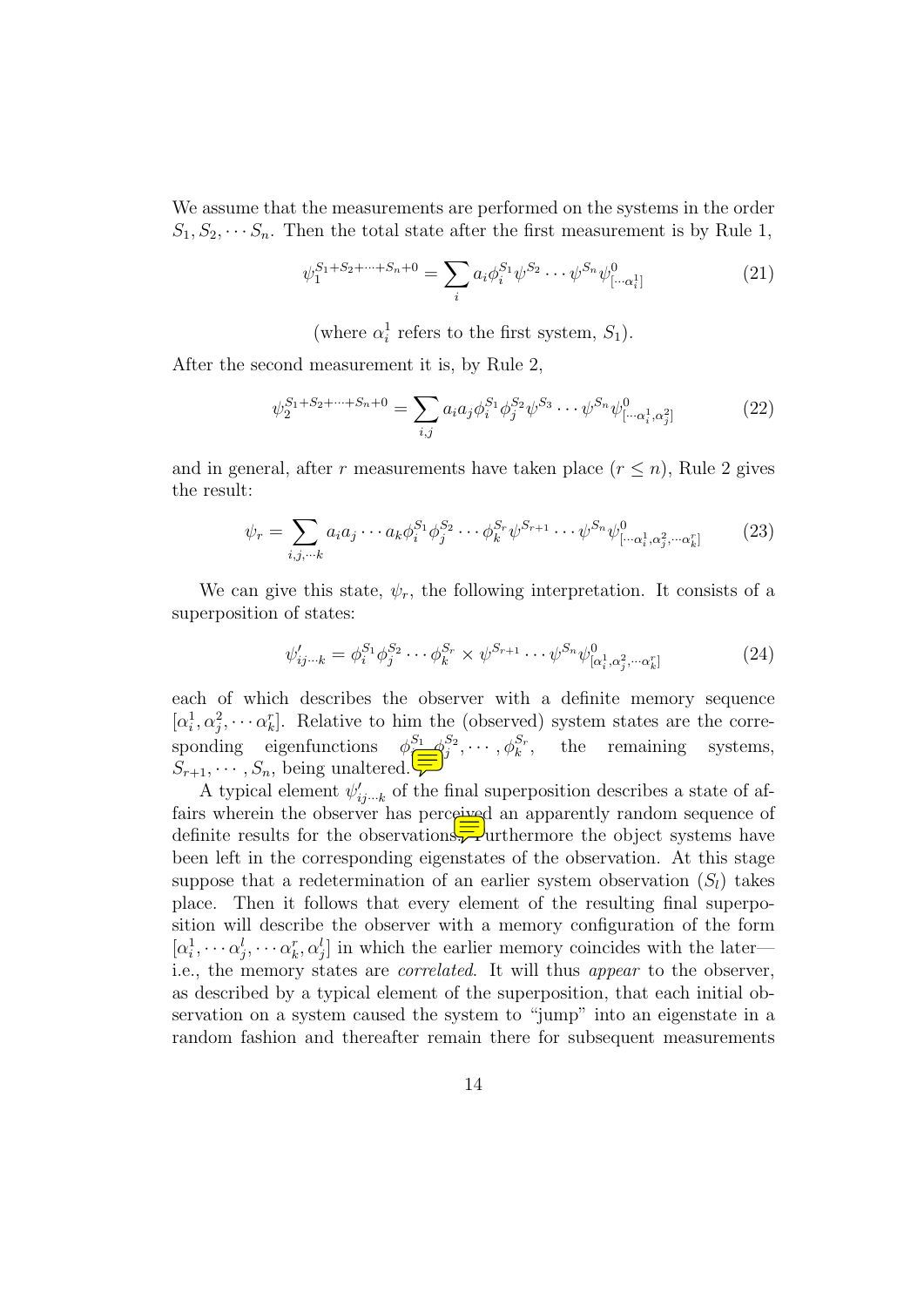We assume that the measurements are performed on the systems in the order $S_1, S_2, \cdots S_n$. Then the total state after the first measurement is by Rule 1,

$$\psi_1^{S_1+S_2+\cdots+S_n+0} = \sum_i a_i \phi_i^{S_1} \psi^{S_2} \cdots \psi^{S_n} \psi^0_{[\cdots\alpha_i^1]} \tag{21}$$

(where $\alpha_i^1$ refers to the first system, $S_1$).

After the second measurement it is, by Rule 2,

$$\psi_2^{S_1+S_2+\cdots+S_n+0} = \sum_{i,j} a_i a_j \phi_i^{S_1} \phi_j^{S_2} \psi^{S_3} \cdots \psi^{S_n} \psi^0_{[\cdots\alpha_i^1,\alpha_j^2]} \tag{22}$$

and in general, after $r$ measurements have taken place ($r \leq n$), Rule 2 gives the result:

$$\psi_r = \sum_{i,j,\cdots k} a_i a_j \cdots a_k \phi_i^{S_1} \phi_j^{S_2} \cdots \phi_k^{S_r} \psi^{S_{r+1}} \cdots \psi^{S_n} \psi^0_{[\cdots\alpha_i^1,\alpha_j^2,\cdots\alpha_k^r]} \tag{23}$$

We can give this state, $\psi_r$, the following interpretation. It consists of a superposition of states:

$$\psi'_{ij\cdots k} = \phi_i^{S_1} \phi_j^{S_2} \cdots \phi_k^{S_r} \times \psi^{S_{r+1}} \cdots \psi^{S_n} \psi^0_{[\alpha_i^1,\alpha_j^2,\cdots\alpha_k^r]} \tag{24}$$

each of which describes the observer with a definite memory sequence $[\alpha_i^1, \alpha_j^2, \cdots \alpha_k^r]$. Relative to him the (observed) system states are the corresponding eigenfunctions $\phi_i^{S_1}, \phi_j^{S_2}, \cdots, \phi_k^{S_r}$, the remaining systems, $S_{r+1}, \cdots, S_n$, being unaltered.

A typical element $\psi'_{ij\cdots k}$ of the final superposition describes a state of affairs wherein the observer has perceived an apparently random sequence of definite results for the observations. Furthermore the object systems have been left in the corresponding eigenstates of the observation. At this stage suppose that a redetermination of an earlier system observation ($S_l$) takes place. Then it follows that every element of the resulting final superposition will describe the observer with a memory configuration of the form $[\alpha_i^1, \cdots \alpha_j^l, \cdots \alpha_k^r, \alpha_j^l]$ in which the earlier memory coincides with the later—i.e., the memory states are *correlated*. It will thus *appear* to the observer, as described by a typical element of the superposition, that each initial observation on a system caused the system to "jump" into an eigenstate in a random fashion and thereafter remain there for subsequent measurements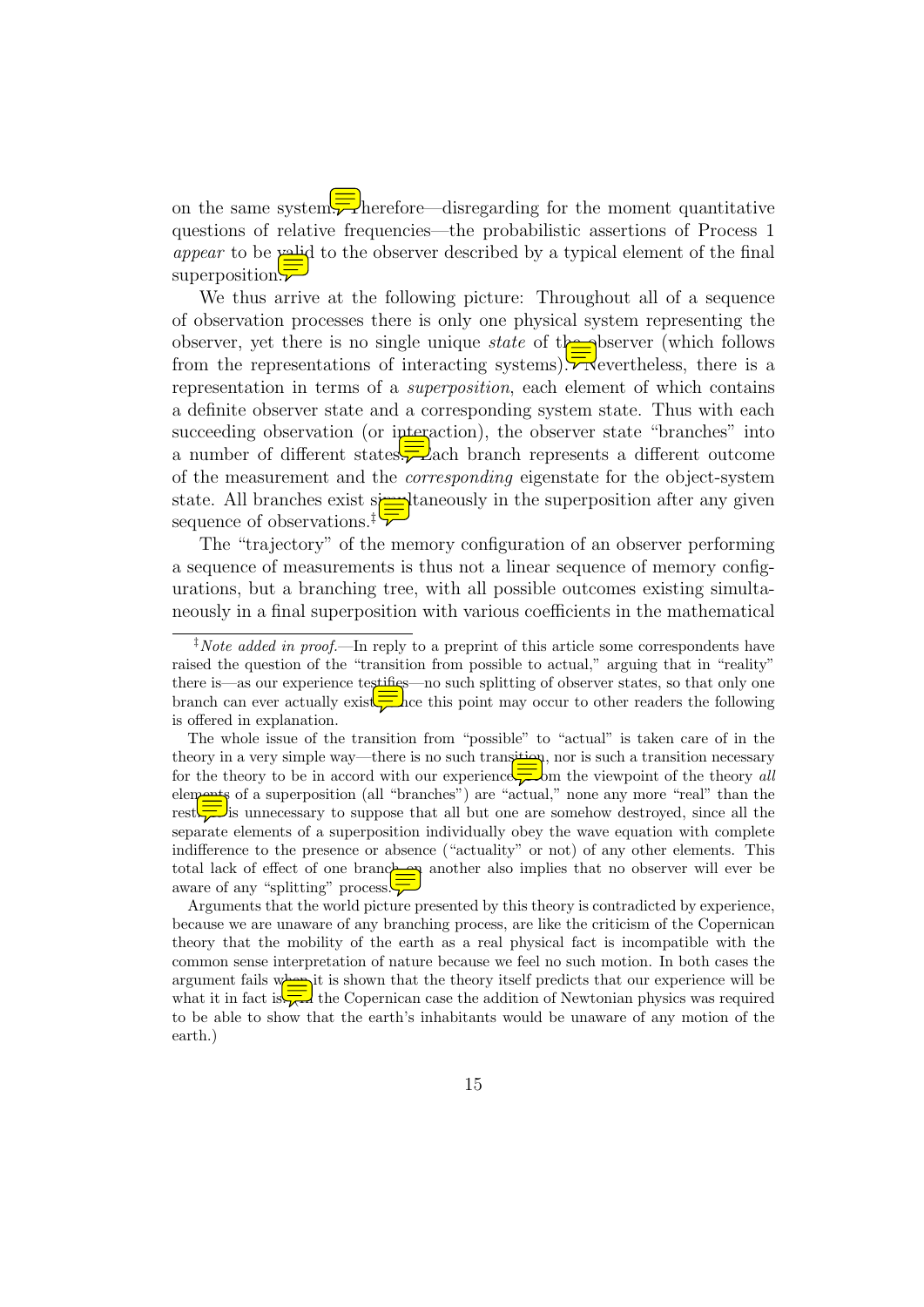on the same system. Therefore—disregarding for the moment quantitative questions of relative frequencies—the probabilistic assertions of Process 1 *appear* to be valid to the observer described by a typical element of the final superposition.

We thus arrive at the following picture: Throughout all of a sequence of observation processes there is only one physical system representing the observer, yet there is no single unique *state* of the observer (which follows from the representations of interacting systems). Nevertheless, there is a representation in terms of a *superposition*, each element of which contains a definite observer state and a corresponding system state. Thus with each succeeding observation (or interaction), the observer state "branches" into a number of different states. Each branch represents a different outcome of the measurement and the *corresponding* eigenstate for the object-system state. All branches exist simultaneously in the superposition after any given sequence of observations.‡

The "trajectory" of the memory configuration of an observer performing a sequence of measurements is thus not a linear sequence of memory configurations, but a branching tree, with all possible outcomes existing simultaneously in a final superposition with various coefficients in the mathematical

---

‡*Note added in proof.*—In reply to a preprint of this article some correspondents have raised the question of the "transition from possible to actual," arguing that in "reality" there is—as our experience testifies—no such splitting of observer states, so that only one branch can ever actually exist. Since this point may occur to other readers the following is offered in explanation.

The whole issue of the transition from "possible" to "actual" is taken care of in the theory in a very simple way—there is no such transition, nor is such a transition necessary for the theory to be in accord with our experience. From the viewpoint of the theory *all* elements of a superposition (all "branches") are "actual," none any more "real" than the rest. It is unnecessary to suppose that all but one are somehow destroyed, since all the separate elements of a superposition individually obey the wave equation with complete indifference to the presence or absence ("actuality" or not) of any other elements. This total lack of effect of one branch on another also implies that no observer will ever be aware of any "splitting" process.

Arguments that the world picture presented by this theory is contradicted by experience, because we are unaware of any branching process, are like the criticism of the Copernican theory that the mobility of the earth as a real physical fact is incompatible with the common sense interpretation of nature because we feel no such motion. In both cases the argument fails when it is shown that the theory itself predicts that our experience will be what it in fact is. (In the Copernican case the addition of Newtonian physics was required to be able to show that the earth's inhabitants would be unaware of any motion of the earth.)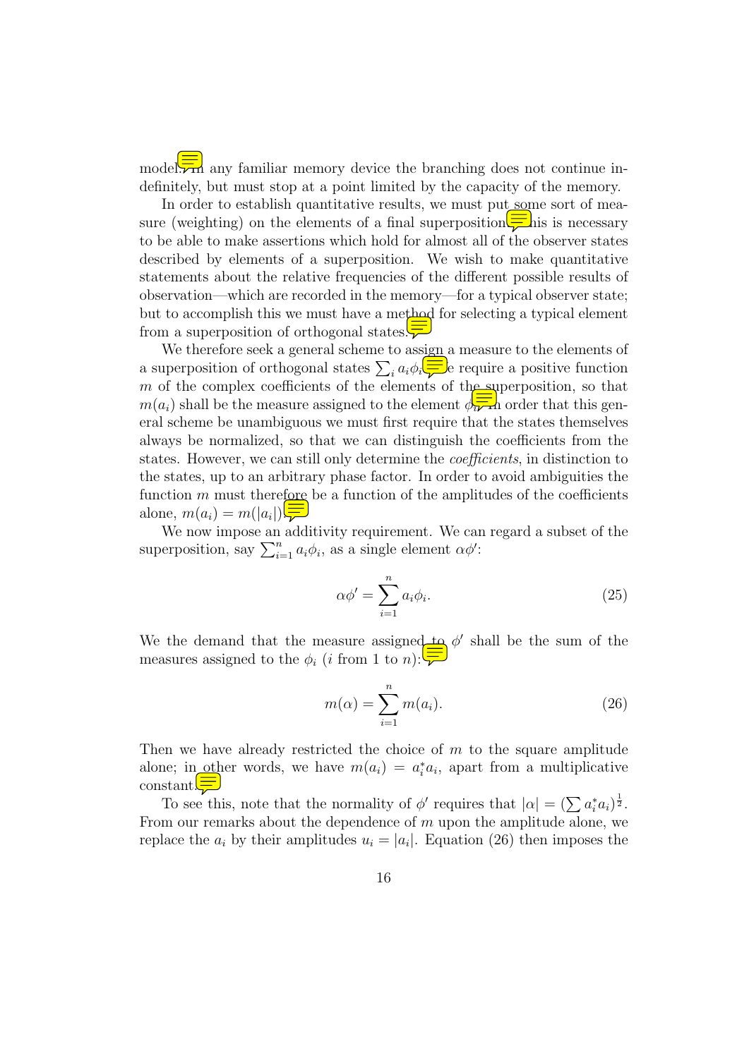model. In any familiar memory device the branching does not continue indefinitely, but must stop at a point limited by the capacity of the memory.

In order to establish quantitative results, we must put some sort of measure (weighting) on the elements of a final superposition. This is necessary to be able to make assertions which hold for almost all of the observer states described by elements of a superposition. We wish to make quantitative statements about the relative frequencies of the different possible results of observation—which are recorded in the memory—for a typical observer state; but to accomplish this we must have a method for selecting a typical element from a superposition of orthogonal states.

We therefore seek a general scheme to assign a measure to the elements of a superposition of orthogonal states $\sum_i a_i \phi_i$. We require a positive function $m$ of the complex coefficients of the elements of the superposition, so that $m(a_i)$ shall be the measure assigned to the element $\phi_i$. In order that this general scheme be unambiguous we must first require that the states themselves always be normalized, so that we can distinguish the coefficients from the states. However, we can still only determine the *coefficients*, in distinction to the states, up to an arbitrary phase factor. In order to avoid ambiguities the function $m$ must therefore be a function of the amplitudes of the coefficients alone, $m(a_i) = m(|a_i|)$.

We now impose an additivity requirement. We can regard a subset of the superposition, say $\sum_{i=1}^{n} a_i \phi_i$, as a single element $\alpha \phi'$:

$$\alpha \phi' = \sum_{i=1}^{n} a_i \phi_i. \tag{25}$$

We the demand that the measure assigned to $\phi'$ shall be the sum of the measures assigned to the $\phi_i$ ($i$ from 1 to $n$):

$$m(\alpha) = \sum_{i=1}^{n} m(a_i). \tag{26}$$

Then we have already restricted the choice of $m$ to the square amplitude alone; in other words, we have $m(a_i) = a_i^* a_i$, apart from a multiplicative constant.

To see this, note that the normality of $\phi'$ requires that $|\alpha| = (\sum a_i^* a_i)^{\frac{1}{2}}$. From our remarks about the dependence of $m$ upon the amplitude alone, we replace the $a_i$ by their amplitudes $u_i = |a_i|$. Equation (26) then imposes the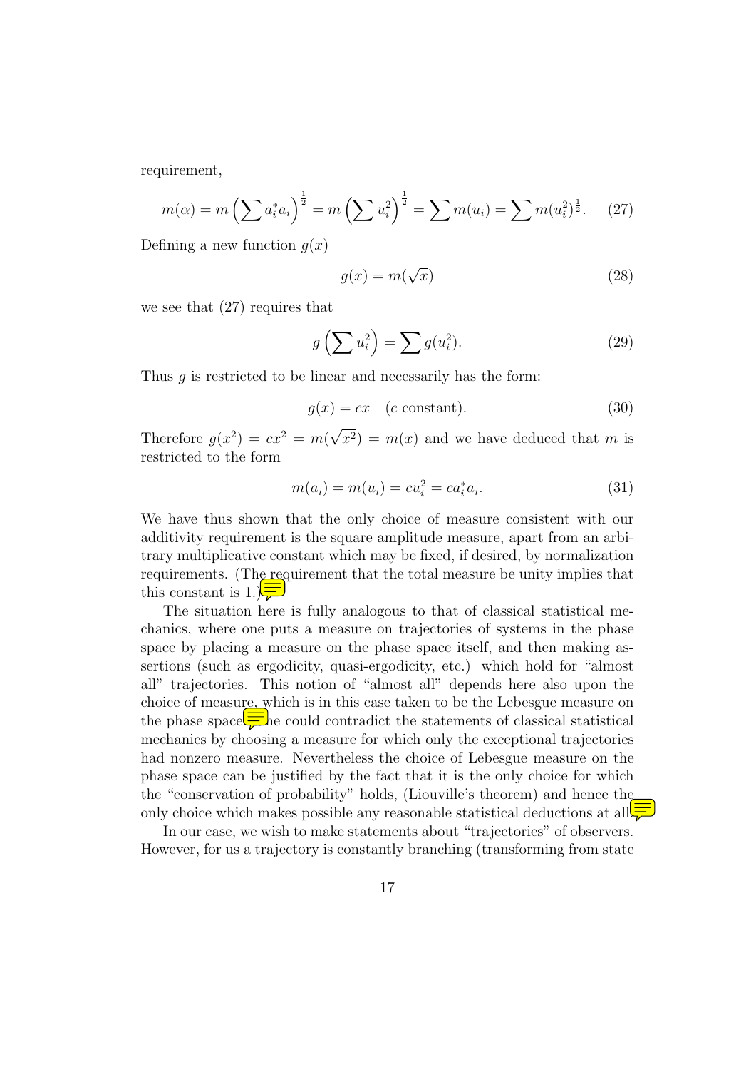requirement,

$$m(\alpha) = m\left(\sum a_i^* a_i\right)^{\frac{1}{2}} = m\left(\sum u_i^2\right)^{\frac{1}{2}} = \sum m(u_i) = \sum m(u_i^2)^{\frac{1}{2}}. \tag{27}$$

Defining a new function $g(x)$

$$g(x) = m(\sqrt{x}) \tag{28}$$

we see that (27) requires that

$$g\left(\sum u_i^2\right) = \sum g(u_i^2). \tag{29}$$

Thus $g$ is restricted to be linear and necessarily has the form:

$$g(x) = cx \quad (c \text{ constant}). \tag{30}$$

Therefore $g(x^2) = cx^2 = m(\sqrt{x^2}) = m(x)$ and we have deduced that $m$ is restricted to the form

$$m(a_i) = m(u_i) = cu_i^2 = ca_i^* a_i. \tag{31}$$

We have thus shown that the only choice of measure consistent with our additivity requirement is the square amplitude measure, apart from an arbitrary multiplicative constant which may be fixed, if desired, by normalization requirements. (The requirement that the total measure be unity implies that this constant is 1.)

The situation here is fully analogous to that of classical statistical mechanics, where one puts a measure on trajectories of systems in the phase space by placing a measure on the phase space itself, and then making assertions (such as ergodicity, quasi-ergodicity, etc.) which hold for "almost all" trajectories. This notion of "almost all" depends here also upon the choice of measure, which is in this case taken to be the Lebesgue measure on the phase space. One could contradict the statements of classical statistical mechanics by choosing a measure for which only the exceptional trajectories had nonzero measure. Nevertheless the choice of Lebesgue measure on the phase space can be justified by the fact that it is the only choice for which the "conservation of probability" holds, (Liouville's theorem) and hence the only choice which makes possible any reasonable statistical deductions at all.

In our case, we wish to make statements about "trajectories" of observers. However, for us a trajectory is constantly branching (transforming from state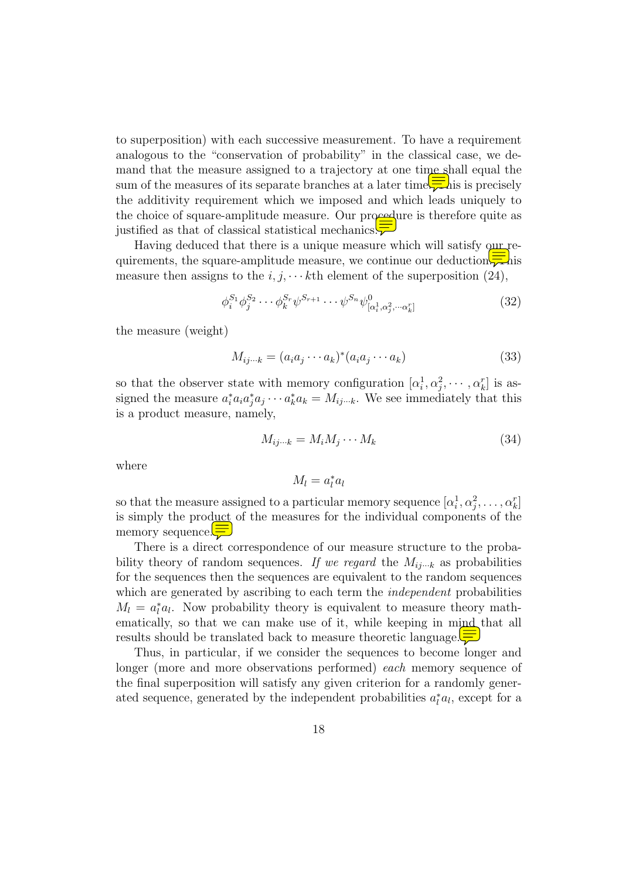to superposition) with each successive measurement. To have a requirement analogous to the "conservation of probability" in the classical case, we demand that the measure assigned to a trajectory at one time shall equal the sum of the measures of its separate branches at a later time. This is precisely the additivity requirement which we imposed and which leads uniquely to the choice of square-amplitude measure. Our procedure is therefore quite as justified as that of classical statistical mechanics.

Having deduced that there is a unique measure which will satisfy our requirements, the square-amplitude measure, we continue our deduction. This measure then assigns to the $i, j, \cdots k$th element of the superposition (24),

$$\phi_i^{S_1}\phi_j^{S_2}\cdots\phi_k^{S_r}\psi^{S_{r+1}}\cdots\psi^{S_n}\psi^0_{[\alpha_i^1,\alpha_j^2,\cdots\alpha_k^r]} \tag{32}$$

the measure (weight)

$$M_{ij\cdots k} = (a_i a_j \cdots a_k)^*(a_i a_j \cdots a_k) \tag{33}$$

so that the observer state with memory configuration $[\alpha_i^1, \alpha_j^2, \cdots, \alpha_k^r]$ is assigned the measure $a_i^* a_i a_j^* a_j \cdots a_k^* a_k = M_{ij\cdots k}$. We see immediately that this is a product measure, namely,

$$M_{ij\cdots k} = M_i M_j \cdots M_k \tag{34}$$

where

$$M_l = a_l^* a_l$$

so that the measure assigned to a particular memory sequence $[\alpha_i^1, \alpha_j^2, \ldots, \alpha_k^r]$ is simply the product of the measures for the individual components of the memory sequence.

There is a direct correspondence of our measure structure to the probability theory of random sequences. *If we regard* the $M_{ij\cdots k}$ as probabilities for the sequences then the sequences are equivalent to the random sequences which are generated by ascribing to each term the *independent* probabilities $M_l = a_l^* a_l$. Now probability theory is equivalent to measure theory mathematically, so that we can make use of it, while keeping in mind that all results should be translated back to measure theoretic language.

Thus, in particular, if we consider the sequences to become longer and longer (more and more observations performed) *each* memory sequence of the final superposition will satisfy any given criterion for a randomly generated sequence, generated by the independent probabilities $a_l^* a_l$, except for a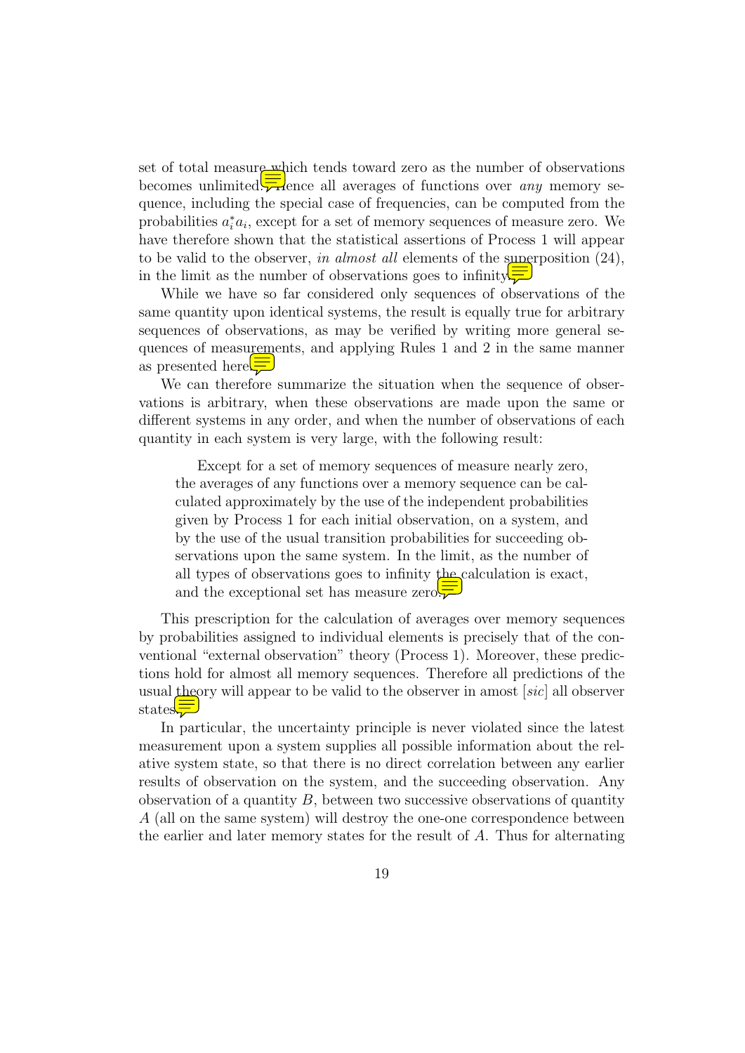set of total measure which tends toward zero as the number of observations becomes unlimited. Hence all averages of functions over *any* memory sequence, including the special case of frequencies, can be computed from the probabilities $a_i^* a_i$, except for a set of memory sequences of measure zero. We have therefore shown that the statistical assertions of Process 1 will appear to be valid to the observer, *in almost all* elements of the superposition (24), in the limit as the number of observations goes to infinity.

While we have so far considered only sequences of observations of the same quantity upon identical systems, the result is equally true for arbitrary sequences of observations, as may be verified by writing more general sequences of measurements, and applying Rules 1 and 2 in the same manner as presented here.

We can therefore summarize the situation when the sequence of observations is arbitrary, when these observations are made upon the same or different systems in any order, and when the number of observations of each quantity in each system is very large, with the following result:

> Except for a set of memory sequences of measure nearly zero, the averages of any functions over a memory sequence can be calculated approximately by the use of the independent probabilities given by Process 1 for each initial observation, on a system, and by the use of the usual transition probabilities for succeeding observations upon the same system. In the limit, as the number of all types of observations goes to infinity the calculation is exact, and the exceptional set has measure zero.

This prescription for the calculation of averages over memory sequences by probabilities assigned to individual elements is precisely that of the conventional "external observation" theory (Process 1). Moreover, these predictions hold for almost all memory sequences. Therefore all predictions of the usual theory will appear to be valid to the observer in amost [*sic*] all observer states.

In particular, the uncertainty principle is never violated since the latest measurement upon a system supplies all possible information about the relative system state, so that there is no direct correlation between any earlier results of observation on the system, and the succeeding observation. Any observation of a quantity $B$, between two successive observations of quantity $A$ (all on the same system) will destroy the one-one correspondence between the earlier and later memory states for the result of $A$. Thus for alternating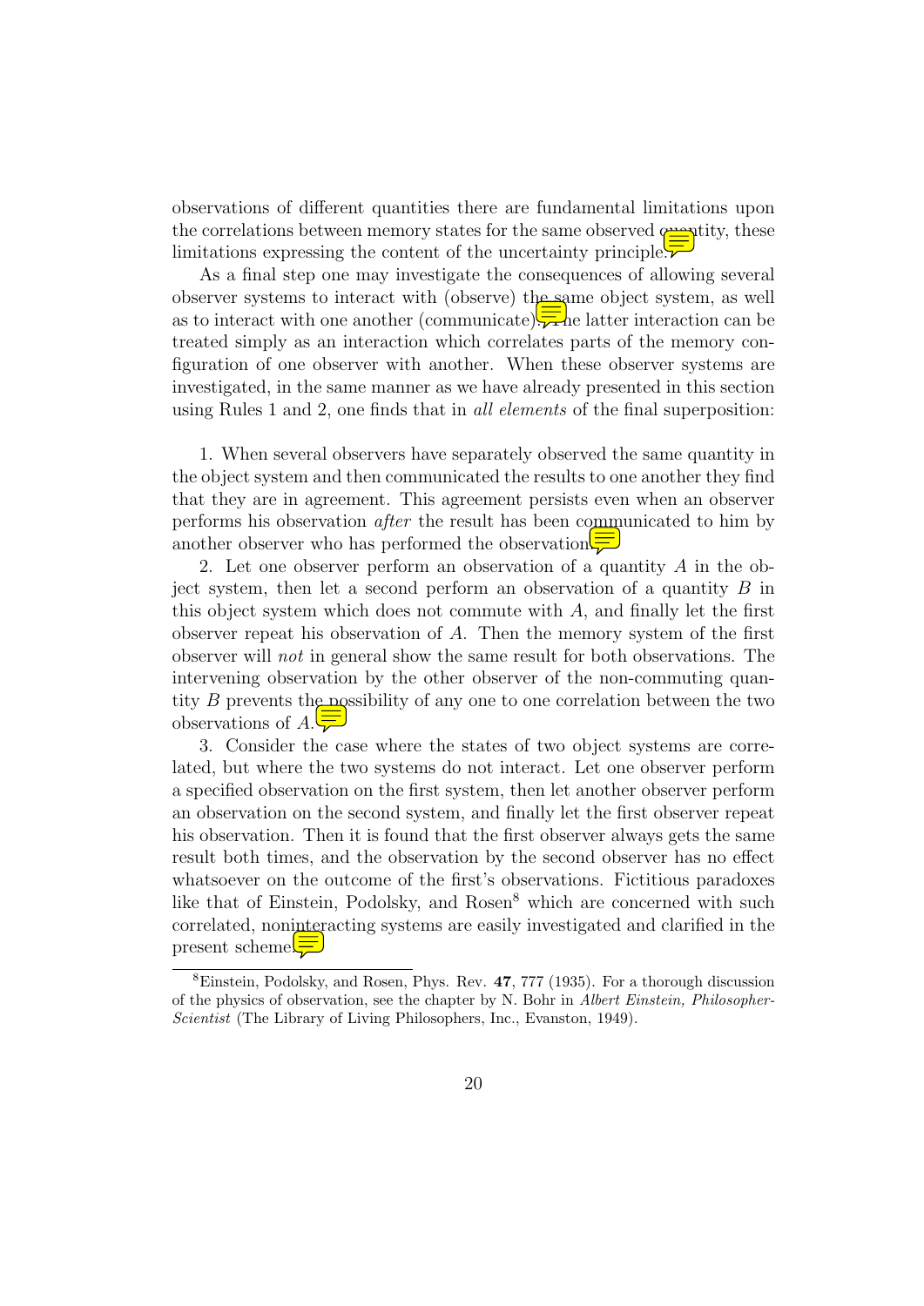observations of different quantities there are fundamental limitations upon the correlations between memory states for the same observed quantity, these limitations expressing the content of the uncertainty principle.

As a final step one may investigate the consequences of allowing several observer systems to interact with (observe) the same object system, as well as to interact with one another (communicate). The latter interaction can be treated simply as an interaction which correlates parts of the memory configuration of one observer with another. When these observer systems are investigated, in the same manner as we have already presented in this section using Rules 1 and 2, one finds that in *all elements* of the final superposition:

1. When several observers have separately observed the same quantity in the object system and then communicated the results to one another they find that they are in agreement. This agreement persists even when an observer performs his observation *after* the result has been communicated to him by another observer who has performed the observation.

2. Let one observer perform an observation of a quantity $A$ in the object system, then let a second perform an observation of a quantity $B$ in this object system which does not commute with $A$, and finally let the first observer repeat his observation of $A$. Then the memory system of the first observer will *not* in general show the same result for both observations. The intervening observation by the other observer of the non-commuting quantity $B$ prevents the possibility of any one to one correlation between the two observations of $A$.

3. Consider the case where the states of two object systems are correlated, but where the two systems do not interact. Let one observer perform a specified observation on the first system, then let another observer perform an observation on the second system, and finally let the first observer repeat his observation. Then it is found that the first observer always gets the same result both times, and the observation by the second observer has no effect whatsoever on the outcome of the first's observations. Fictitious paradoxes like that of Einstein, Podolsky, and Rosen[8] which are concerned with such correlated, noninteracting systems are easily investigated and clarified in the present scheme.

---

[8] Einstein, Podolsky, and Rosen, Phys. Rev. **47**, 777 (1935). For a thorough discussion of the physics of observation, see the chapter by N. Bohr in *Albert Einstein, Philosopher-Scientist* (The Library of Living Philosophers, Inc., Evanston, 1949).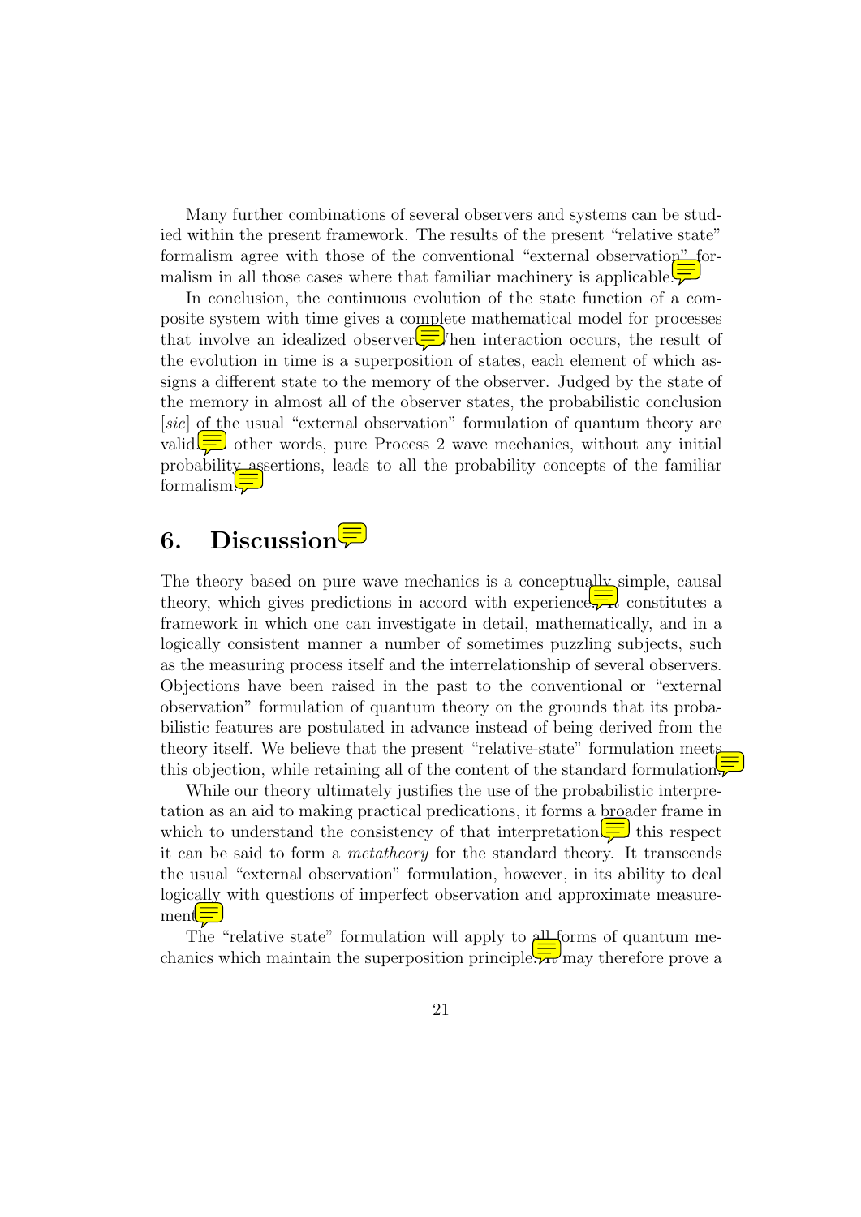Many further combinations of several observers and systems can be studied within the present framework. The results of the present "relative state" formalism agree with those of the conventional "external observation" formalism in all those cases where that familiar machinery is applicable.

In conclusion, the continuous evolution of the state function of a composite system with time gives a complete mathematical model for processes that involve an idealized observer. When interaction occurs, the result of the evolution in time is a superposition of states, each element of which assigns a different state to the memory of the observer. Judged by the state of the memory in almost all of the observer states, the probabilistic conclusion [*sic*] of the usual "external observation" formulation of quantum theory are valid. In other words, pure Process 2 wave mechanics, without any initial probability assertions, leads to all the probability concepts of the familiar formalism.

# 6. Discussion

The theory based on pure wave mechanics is a conceptually simple, causal theory, which gives predictions in accord with experience. It constitutes a framework in which one can investigate in detail, mathematically, and in a logically consistent manner a number of sometimes puzzling subjects, such as the measuring process itself and the interrelationship of several observers. Objections have been raised in the past to the conventional or "external observation" formulation of quantum theory on the grounds that its probabilistic features are postulated in advance instead of being derived from the theory itself. We believe that the present "relative-state" formulation meets this objection, while retaining all of the content of the standard formulation.

While our theory ultimately justifies the use of the probabilistic interpretation as an aid to making practical predications, it forms a broader frame in which to understand the consistency of that interpretation. In this respect it can be said to form a *metatheory* for the standard theory. It transcends the usual "external observation" formulation, however, in its ability to deal logically with questions of imperfect observation and approximate measurement.

The "relative state" formulation will apply to all forms of quantum mechanics which maintain the superposition principle. It may therefore prove a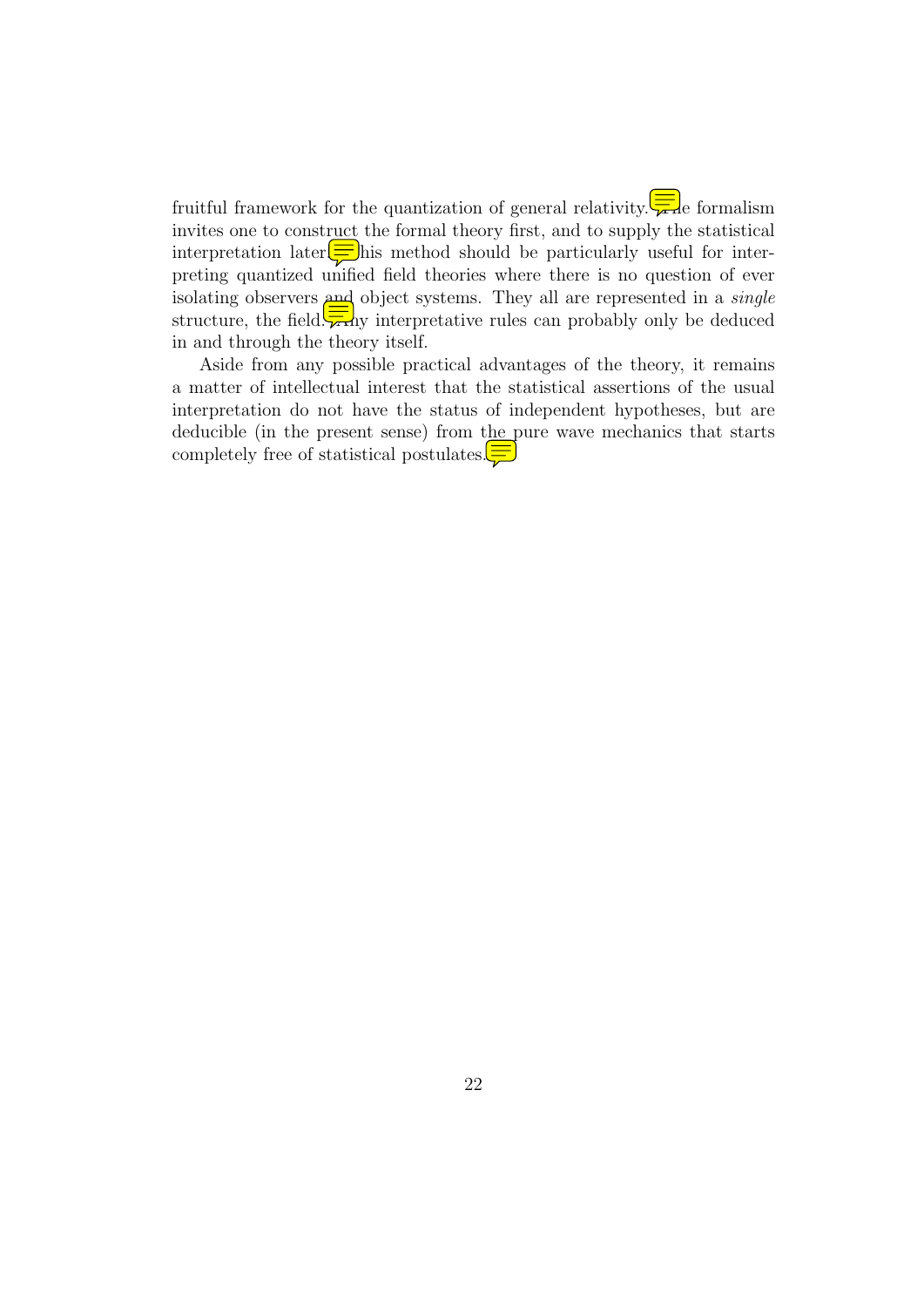fruitful framework for the quantization of general relativity. The formalism invites one to construct the formal theory first, and to supply the statistical interpretation later. This method should be particularly useful for interpreting quantized unified field theories where there is no question of ever isolating observers and object systems. They all are represented in a *single* structure, the field. Any interpretative rules can probably only be deduced in and through the theory itself.

Aside from any possible practical advantages of the theory, it remains a matter of intellectual interest that the statistical assertions of the usual interpretation do not have the status of independent hypotheses, but are deducible (in the present sense) from the pure wave mechanics that starts completely free of statistical postulates.